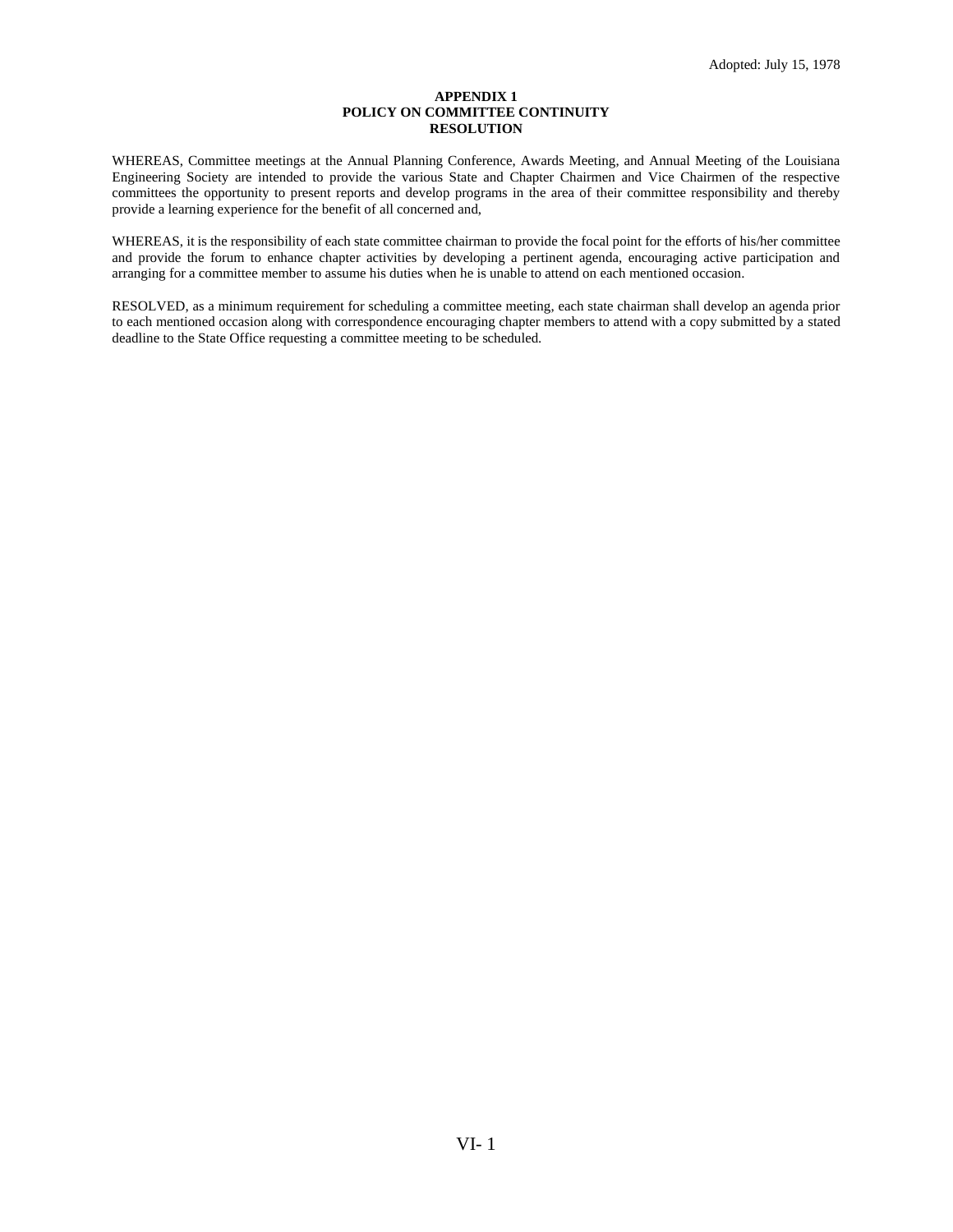Adopted: July 15, 1978

# APPENDIX 1
## POLICY ON COMMITTEE CONTINUITY
## RESOLUTION

WHEREAS, Committee meetings at the Annual Planning Conference, Awards Meeting, and Annual Meeting of the Louisiana Engineering Society are intended to provide the various State and Chapter Chairmen and Vice Chairmen of the respective committees the opportunity to present reports and develop programs in the area of their committee responsibility and thereby provide a learning experience for the benefit of all concerned and,

WHEREAS, it is the responsibility of each state committee chairman to provide the focal point for the efforts of his/her committee and provide the forum to enhance chapter activities by developing a pertinent agenda, encouraging active participation and arranging for a committee member to assume his duties when he is unable to attend on each mentioned occasion.

RESOLVED, as a minimum requirement for scheduling a committee meeting, each state chairman shall develop an agenda prior to each mentioned occasion along with correspondence encouraging chapter members to attend with a copy submitted by a stated deadline to the State Office requesting a committee meeting to be scheduled.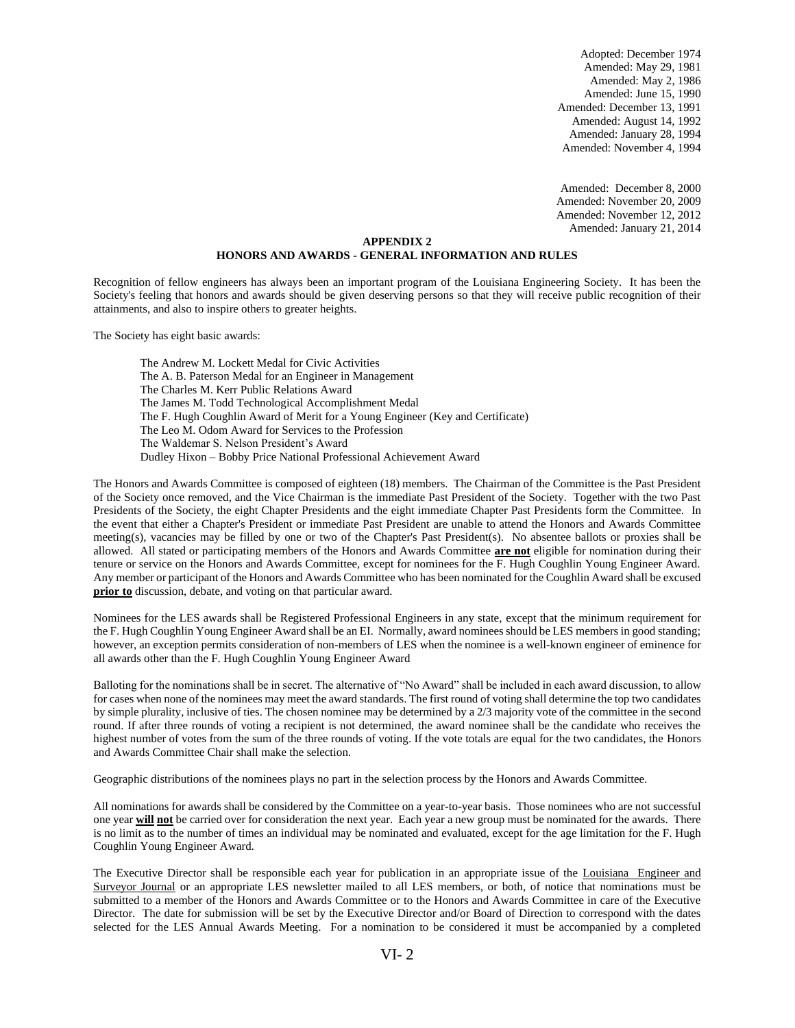Adopted: December 1974
Amended: May 29, 1981
Amended: May 2, 1986
Amended: June 15, 1990
Amended: December 13, 1991
Amended: August 14, 1992
Amended: January 28, 1994
Amended: November 4, 1994

Amended: December 8, 2000
Amended: November 20, 2009
Amended: November 12, 2012
Amended: January 21, 2014

## APPENDIX 2

## HONORS AND AWARDS - GENERAL INFORMATION AND RULES

Recognition of fellow engineers has always been an important program of the Louisiana Engineering Society. It has been the Society's feeling that honors and awards should be given deserving persons so that they will receive public recognition of their attainments, and also to inspire others to greater heights.

The Society has eight basic awards:

- The Andrew M. Lockett Medal for Civic Activities
- The A. B. Paterson Medal for an Engineer in Management
- The Charles M. Kerr Public Relations Award
- The James M. Todd Technological Accomplishment Medal
- The F. Hugh Coughlin Award of Merit for a Young Engineer (Key and Certificate)
- The Leo M. Odom Award for Services to the Profession
- The Waldemar S. Nelson President's Award
- Dudley Hixon – Bobby Price National Professional Achievement Award

The Honors and Awards Committee is composed of eighteen (18) members. The Chairman of the Committee is the Past President of the Society once removed, and the Vice Chairman is the immediate Past President of the Society. Together with the two Past Presidents of the Society, the eight Chapter Presidents and the eight immediate Chapter Past Presidents form the Committee. In the event that either a Chapter's President or immediate Past President are unable to attend the Honors and Awards Committee meeting(s), vacancies may be filled by one or two of the Chapter's Past President(s). No absentee ballots or proxies shall be allowed. All stated or participating members of the Honors and Awards Committee **are not** eligible for nomination during their tenure or service on the Honors and Awards Committee, except for nominees for the F. Hugh Coughlin Young Engineer Award. Any member or participant of the Honors and Awards Committee who has been nominated for the Coughlin Award shall be excused **prior to** discussion, debate, and voting on that particular award.

Nominees for the LES awards shall be Registered Professional Engineers in any state, except that the minimum requirement for the F. Hugh Coughlin Young Engineer Award shall be an EI. Normally, award nominees should be LES members in good standing; however, an exception permits consideration of non-members of LES when the nominee is a well-known engineer of eminence for all awards other than the F. Hugh Coughlin Young Engineer Award

Balloting for the nominations shall be in secret. The alternative of "No Award" shall be included in each award discussion, to allow for cases when none of the nominees may meet the award standards. The first round of voting shall determine the top two candidates by simple plurality, inclusive of ties. The chosen nominee may be determined by a 2/3 majority vote of the committee in the second round. If after three rounds of voting a recipient is not determined, the award nominee shall be the candidate who receives the highest number of votes from the sum of the three rounds of voting. If the vote totals are equal for the two candidates, the Honors and Awards Committee Chair shall make the selection.

Geographic distributions of the nominees plays no part in the selection process by the Honors and Awards Committee.

All nominations for awards shall be considered by the Committee on a year-to-year basis. Those nominees who are not successful one year **will not** be carried over for consideration the next year. Each year a new group must be nominated for the awards. There is no limit as to the number of times an individual may be nominated and evaluated, except for the age limitation for the F. Hugh Coughlin Young Engineer Award.

The Executive Director shall be responsible each year for publication in an appropriate issue of the Louisiana Engineer and Surveyor Journal or an appropriate LES newsletter mailed to all LES members, or both, of notice that nominations must be submitted to a member of the Honors and Awards Committee or to the Honors and Awards Committee in care of the Executive Director. The date for submission will be set by the Executive Director and/or Board of Direction to correspond with the dates selected for the LES Annual Awards Meeting. For a nomination to be considered it must be accompanied by a completed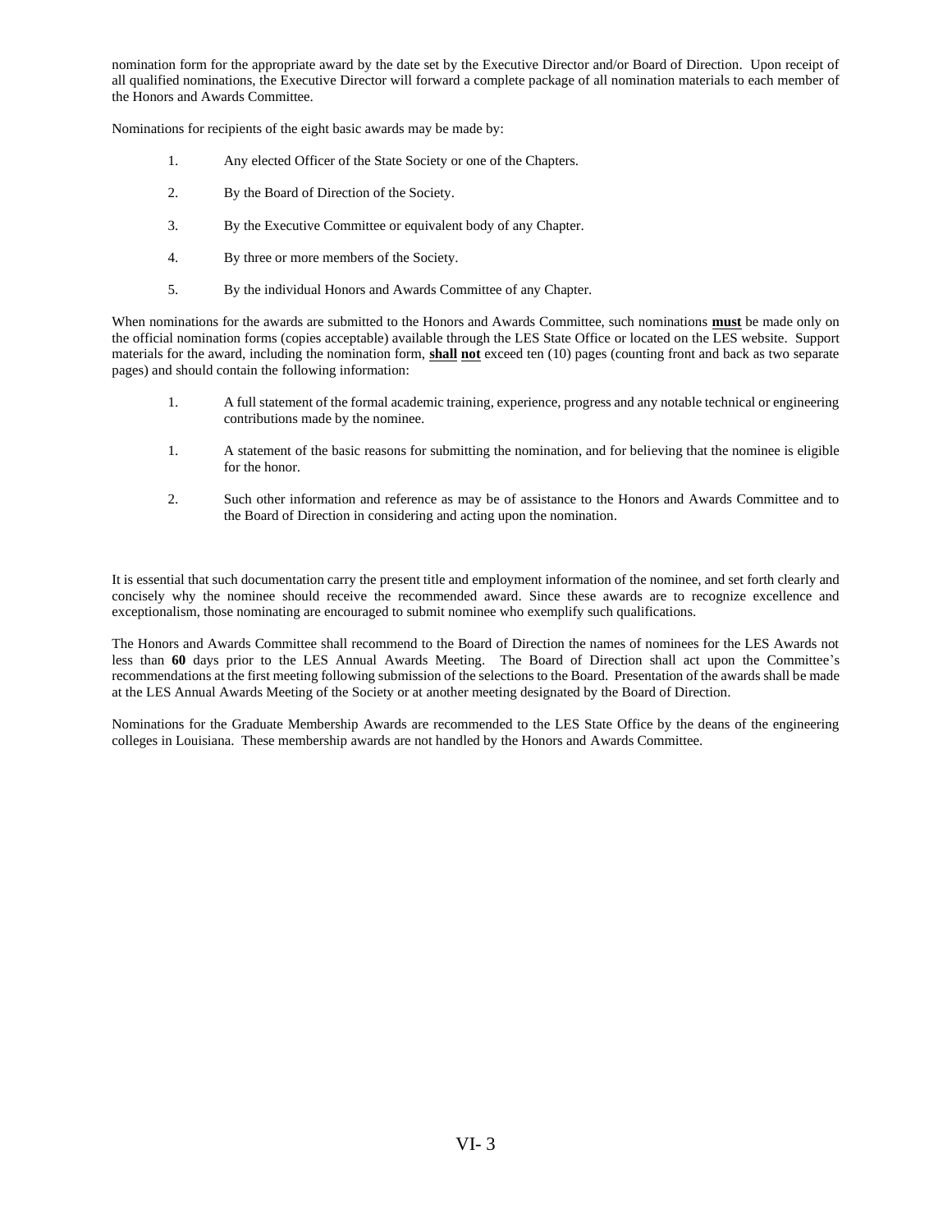nomination form for the appropriate award by the date set by the Executive Director and/or Board of Direction. Upon receipt of all qualified nominations, the Executive Director will forward a complete package of all nomination materials to each member of the Honors and Awards Committee.

Nominations for recipients of the eight basic awards may be made by:

1. Any elected Officer of the State Society or one of the Chapters.
2. By the Board of Direction of the Society.
3. By the Executive Committee or equivalent body of any Chapter.
4. By three or more members of the Society.
5. By the individual Honors and Awards Committee of any Chapter.

When nominations for the awards are submitted to the Honors and Awards Committee, such nominations **must** be made only on the official nomination forms (copies acceptable) available through the LES State Office or located on the LES website. Support materials for the award, including the nomination form, **shall** **not** exceed ten (10) pages (counting front and back as two separate pages) and should contain the following information:

1. A full statement of the formal academic training, experience, progress and any notable technical or engineering contributions made by the nominee.

1. A statement of the basic reasons for submitting the nomination, and for believing that the nominee is eligible for the honor.

2. Such other information and reference as may be of assistance to the Honors and Awards Committee and to the Board of Direction in considering and acting upon the nomination.

It is essential that such documentation carry the present title and employment information of the nominee, and set forth clearly and concisely why the nominee should receive the recommended award. Since these awards are to recognize excellence and exceptionalism, those nominating are encouraged to submit nominee who exemplify such qualifications.

The Honors and Awards Committee shall recommend to the Board of Direction the names of nominees for the LES Awards not less than **60** days prior to the LES Annual Awards Meeting. The Board of Direction shall act upon the Committee's recommendations at the first meeting following submission of the selections to the Board. Presentation of the awards shall be made at the LES Annual Awards Meeting of the Society or at another meeting designated by the Board of Direction.

Nominations for the Graduate Membership Awards are recommended to the LES State Office by the deans of the engineering colleges in Louisiana. These membership awards are not handled by the Honors and Awards Committee.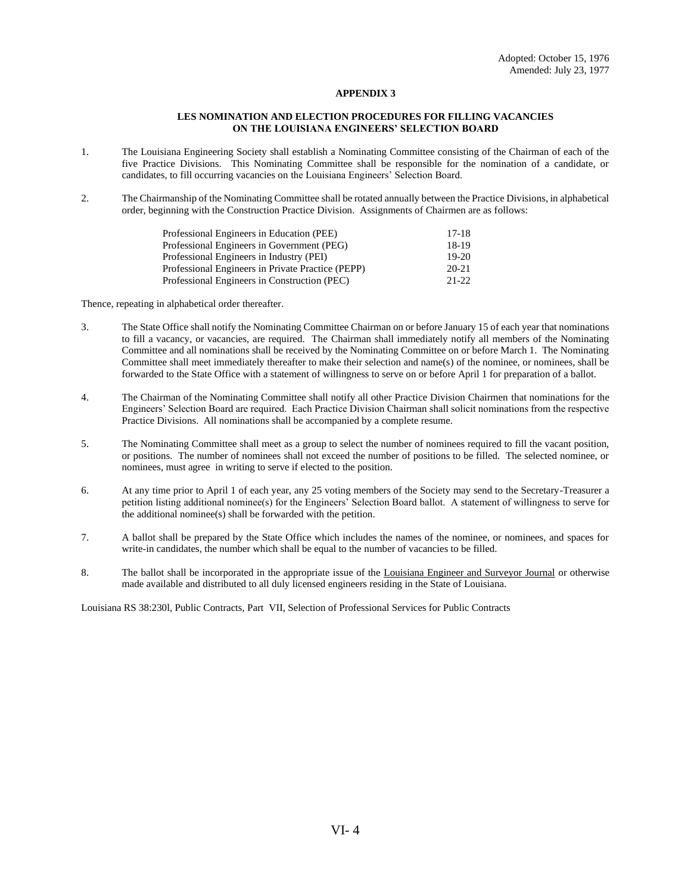Adopted: October 15, 1976
Amended: July 23, 1977

# APPENDIX 3

## LES NOMINATION AND ELECTION PROCEDURES FOR FILLING VACANCIES ON THE LOUISIANA ENGINEERS' SELECTION BOARD

1. The Louisiana Engineering Society shall establish a Nominating Committee consisting of the Chairman of each of the five Practice Divisions. This Nominating Committee shall be responsible for the nomination of a candidate, or candidates, to fill occurring vacancies on the Louisiana Engineers' Selection Board.

2. The Chairmanship of the Nominating Committee shall be rotated annually between the Practice Divisions, in alphabetical order, beginning with the Construction Practice Division. Assignments of Chairmen are as follows:

| | |
|---|---|
| Professional Engineers in Education (PEE) | 17-18 |
| Professional Engineers in Government (PEG) | 18-19 |
| Professional Engineers in Industry (PEI) | 19-20 |
| Professional Engineers in Private Practice (PEPP) | 20-21 |
| Professional Engineers in Construction (PEC) | 21-22 |

Thence, repeating in alphabetical order thereafter.

3. The State Office shall notify the Nominating Committee Chairman on or before January 15 of each year that nominations to fill a vacancy, or vacancies, are required. The Chairman shall immediately notify all members of the Nominating Committee and all nominations shall be received by the Nominating Committee on or before March 1. The Nominating Committee shall meet immediately thereafter to make their selection and name(s) of the nominee, or nominees, shall be forwarded to the State Office with a statement of willingness to serve on or before April 1 for preparation of a ballot.

4. The Chairman of the Nominating Committee shall notify all other Practice Division Chairmen that nominations for the Engineers' Selection Board are required. Each Practice Division Chairman shall solicit nominations from the respective Practice Divisions. All nominations shall be accompanied by a complete resume.

5. The Nominating Committee shall meet as a group to select the number of nominees required to fill the vacant position, or positions. The number of nominees shall not exceed the number of positions to be filled. The selected nominee, or nominees, must agree in writing to serve if elected to the position.

6. At any time prior to April 1 of each year, any 25 voting members of the Society may send to the Secretary-Treasurer a petition listing additional nominee(s) for the Engineers' Selection Board ballot. A statement of willingness to serve for the additional nominee(s) shall be forwarded with the petition.

7. A ballot shall be prepared by the State Office which includes the names of the nominee, or nominees, and spaces for write-in candidates, the number which shall be equal to the number of vacancies to be filled.

8. The ballot shall be incorporated in the appropriate issue of the Louisiana Engineer and Surveyor Journal or otherwise made available and distributed to all duly licensed engineers residing in the State of Louisiana.

Louisiana RS 38:230l, Public Contracts, Part VII, Selection of Professional Services for Public Contracts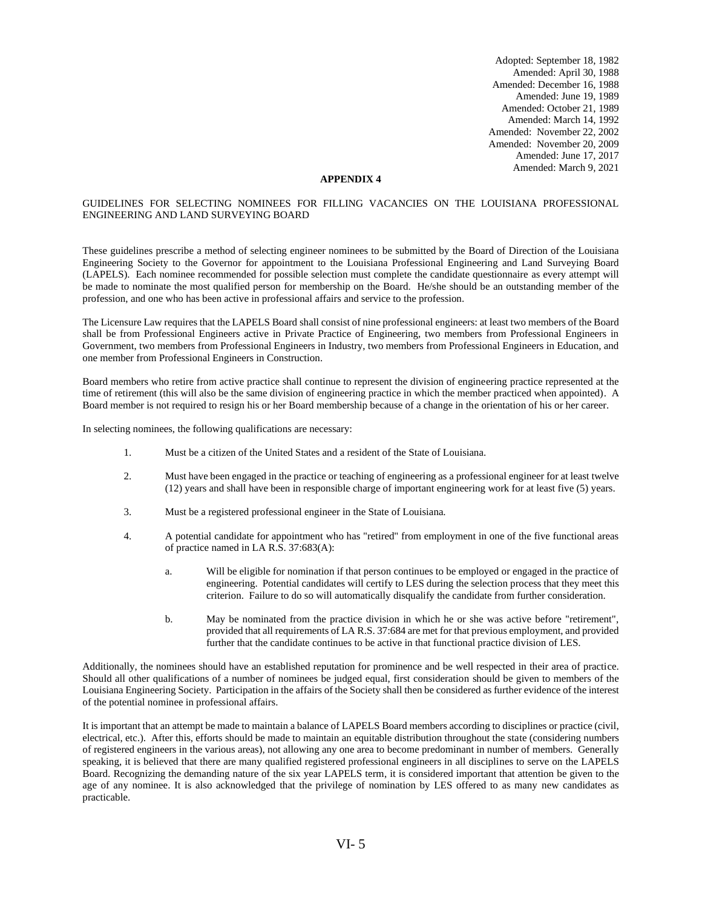Adopted: September 18, 1982
Amended: April 30, 1988
Amended: December 16, 1988
Amended: June 19, 1989
Amended: October 21, 1989
Amended: March 14, 1992
Amended: November 22, 2002
Amended: November 20, 2009
Amended: June 17, 2017
Amended: March 9, 2021

## APPENDIX 4

GUIDELINES FOR SELECTING NOMINEES FOR FILLING VACANCIES ON THE LOUISIANA PROFESSIONAL ENGINEERING AND LAND SURVEYING BOARD

These guidelines prescribe a method of selecting engineer nominees to be submitted by the Board of Direction of the Louisiana Engineering Society to the Governor for appointment to the Louisiana Professional Engineering and Land Surveying Board (LAPELS). Each nominee recommended for possible selection must complete the candidate questionnaire as every attempt will be made to nominate the most qualified person for membership on the Board. He/she should be an outstanding member of the profession, and one who has been active in professional affairs and service to the profession.

The Licensure Law requires that the LAPELS Board shall consist of nine professional engineers: at least two members of the Board shall be from Professional Engineers active in Private Practice of Engineering, two members from Professional Engineers in Government, two members from Professional Engineers in Industry, two members from Professional Engineers in Education, and one member from Professional Engineers in Construction.

Board members who retire from active practice shall continue to represent the division of engineering practice represented at the time of retirement (this will also be the same division of engineering practice in which the member practiced when appointed). A Board member is not required to resign his or her Board membership because of a change in the orientation of his or her career.

In selecting nominees, the following qualifications are necessary:

1. Must be a citizen of the United States and a resident of the State of Louisiana.
2. Must have been engaged in the practice or teaching of engineering as a professional engineer for at least twelve (12) years and shall have been in responsible charge of important engineering work for at least five (5) years.
3. Must be a registered professional engineer in the State of Louisiana.
4. A potential candidate for appointment who has "retired" from employment in one of the five functional areas of practice named in LA R.S. 37:683(A):
   a. Will be eligible for nomination if that person continues to be employed or engaged in the practice of engineering. Potential candidates will certify to LES during the selection process that they meet this criterion. Failure to do so will automatically disqualify the candidate from further consideration.
   b. May be nominated from the practice division in which he or she was active before "retirement", provided that all requirements of LA R.S. 37:684 are met for that previous employment, and provided further that the candidate continues to be active in that functional practice division of LES.

Additionally, the nominees should have an established reputation for prominence and be well respected in their area of practice. Should all other qualifications of a number of nominees be judged equal, first consideration should be given to members of the Louisiana Engineering Society. Participation in the affairs of the Society shall then be considered as further evidence of the interest of the potential nominee in professional affairs.

It is important that an attempt be made to maintain a balance of LAPELS Board members according to disciplines or practice (civil, electrical, etc.). After this, efforts should be made to maintain an equitable distribution throughout the state (considering numbers of registered engineers in the various areas), not allowing any one area to become predominant in number of members. Generally speaking, it is believed that there are many qualified registered professional engineers in all disciplines to serve on the LAPELS Board. Recognizing the demanding nature of the six year LAPELS term, it is considered important that attention be given to the age of any nominee. It is also acknowledged that the privilege of nomination by LES offered to as many new candidates as practicable.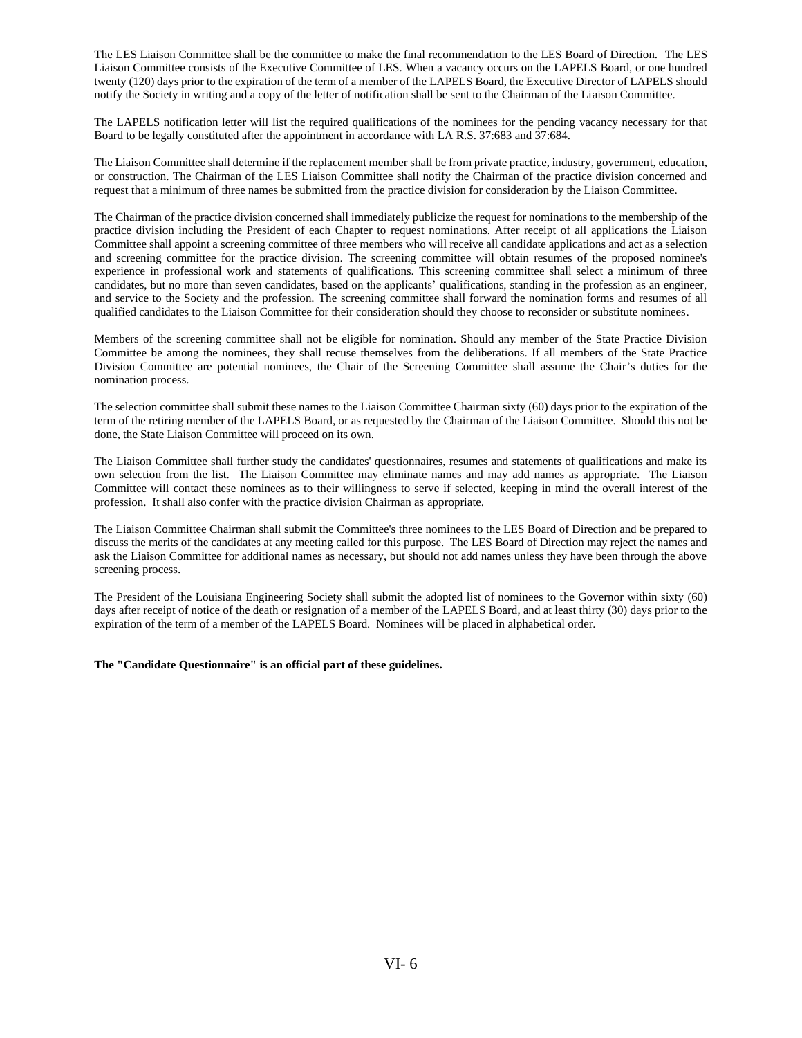The LES Liaison Committee shall be the committee to make the final recommendation to the LES Board of Direction. The LES Liaison Committee consists of the Executive Committee of LES. When a vacancy occurs on the LAPELS Board, or one hundred twenty (120) days prior to the expiration of the term of a member of the LAPELS Board, the Executive Director of LAPELS should notify the Society in writing and a copy of the letter of notification shall be sent to the Chairman of the Liaison Committee.

The LAPELS notification letter will list the required qualifications of the nominees for the pending vacancy necessary for that Board to be legally constituted after the appointment in accordance with LA R.S. 37:683 and 37:684.

The Liaison Committee shall determine if the replacement member shall be from private practice, industry, government, education, or construction. The Chairman of the LES Liaison Committee shall notify the Chairman of the practice division concerned and request that a minimum of three names be submitted from the practice division for consideration by the Liaison Committee.

The Chairman of the practice division concerned shall immediately publicize the request for nominations to the membership of the practice division including the President of each Chapter to request nominations. After receipt of all applications the Liaison Committee shall appoint a screening committee of three members who will receive all candidate applications and act as a selection and screening committee for the practice division. The screening committee will obtain resumes of the proposed nominee's experience in professional work and statements of qualifications. This screening committee shall select a minimum of three candidates, but no more than seven candidates, based on the applicants' qualifications, standing in the profession as an engineer, and service to the Society and the profession. The screening committee shall forward the nomination forms and resumes of all qualified candidates to the Liaison Committee for their consideration should they choose to reconsider or substitute nominees.

Members of the screening committee shall not be eligible for nomination. Should any member of the State Practice Division Committee be among the nominees, they shall recuse themselves from the deliberations. If all members of the State Practice Division Committee are potential nominees, the Chair of the Screening Committee shall assume the Chair's duties for the nomination process.

The selection committee shall submit these names to the Liaison Committee Chairman sixty (60) days prior to the expiration of the term of the retiring member of the LAPELS Board, or as requested by the Chairman of the Liaison Committee. Should this not be done, the State Liaison Committee will proceed on its own.

The Liaison Committee shall further study the candidates' questionnaires, resumes and statements of qualifications and make its own selection from the list. The Liaison Committee may eliminate names and may add names as appropriate. The Liaison Committee will contact these nominees as to their willingness to serve if selected, keeping in mind the overall interest of the profession. It shall also confer with the practice division Chairman as appropriate.

The Liaison Committee Chairman shall submit the Committee's three nominees to the LES Board of Direction and be prepared to discuss the merits of the candidates at any meeting called for this purpose. The LES Board of Direction may reject the names and ask the Liaison Committee for additional names as necessary, but should not add names unless they have been through the above screening process.

The President of the Louisiana Engineering Society shall submit the adopted list of nominees to the Governor within sixty (60) days after receipt of notice of the death or resignation of a member of the LAPELS Board, and at least thirty (30) days prior to the expiration of the term of a member of the LAPELS Board. Nominees will be placed in alphabetical order.

**The "Candidate Questionnaire" is an official part of these guidelines.**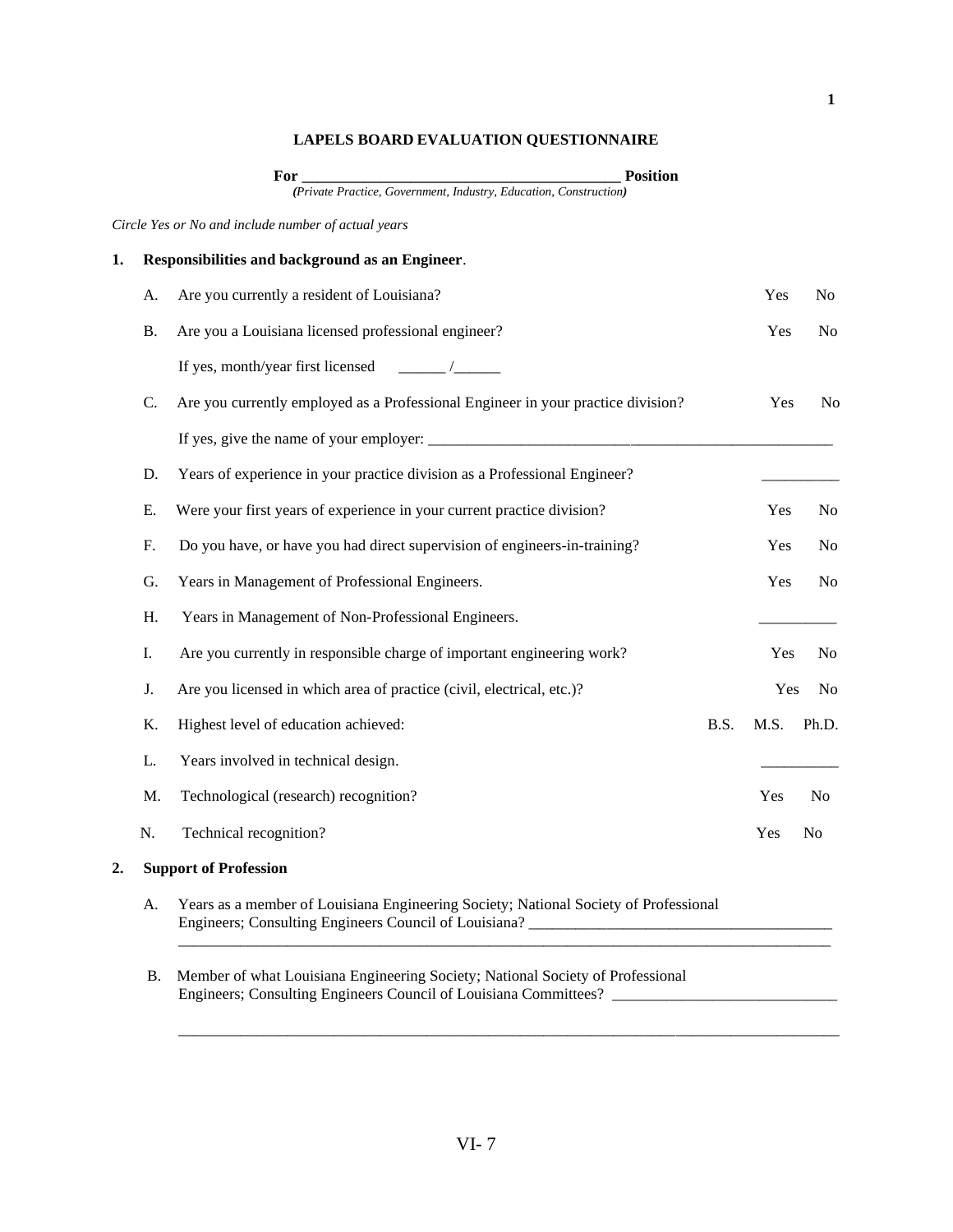## LAPELS BOARD EVALUATION QUESTIONNAIRE

**For \_\_\_\_\_\_\_\_\_\_\_\_\_\_\_\_\_\_\_\_\_\_\_\_\_\_\_\_\_\_\_\_\_\_\_\_\_\_\_\_ Position**
***(****Private Practice, Government, Industry, Education, Construction****)***

*Circle Yes or No and include number of actual years*

**1. Responsibilities and background as an Engineer**.

A. Are you currently a resident of Louisiana? Yes No

B. Are you a Louisiana licensed professional engineer? Yes No

If yes, month/year first licensed \_\_\_\_\_\_ /\_\_\_\_\_\_

C. Are you currently employed as a Professional Engineer in your practice division? Yes No

If yes, give the name of your employer: \_\_\_\_\_\_\_\_\_\_\_\_\_\_\_\_\_\_\_\_\_\_\_\_\_\_\_\_\_\_\_\_\_\_\_\_\_\_\_\_\_\_\_\_\_\_\_\_\_\_\_\_

D. Years of experience in your practice division as a Professional Engineer? \_\_\_\_\_\_\_\_\_\_

E. Were your first years of experience in your current practice division? Yes No

F. Do you have, or have you had direct supervision of engineers-in-training? Yes No

G. Years in Management of Professional Engineers. Yes No

H. Years in Management of Non-Professional Engineers. \_\_\_\_\_\_\_\_\_\_

I. Are you currently in responsible charge of important engineering work? Yes No

J. Are you licensed in which area of practice (civil, electrical, etc.)? Yes No

K. Highest level of education achieved: B.S. M.S. Ph.D.

L. Years involved in technical design. \_\_\_\_\_\_\_\_\_\_

M. Technological (research) recognition? Yes No

N. Technical recognition? Yes No

**2. Support of Profession**

A. Years as a member of Louisiana Engineering Society; National Society of Professional Engineers; Consulting Engineers Council of Louisiana? \_\_\_\_\_\_\_\_\_\_\_\_\_\_\_\_\_\_\_\_\_\_\_\_\_\_\_\_\_\_\_\_\_\_\_\_\_\_\_
\_\_\_\_\_\_\_\_\_\_\_\_\_\_\_\_\_\_\_\_\_\_\_\_\_\_\_\_\_\_\_\_\_\_\_\_\_\_\_\_\_\_\_\_\_\_\_\_\_\_\_\_\_\_\_\_\_\_\_\_\_\_\_\_\_\_\_\_\_\_\_\_\_\_\_\_\_\_\_\_\_\_\_\_\_\_\_\_

B. Member of what Louisiana Engineering Society; National Society of Professional Engineers; Consulting Engineers Council of Louisiana Committees? \_\_\_\_\_\_\_\_\_\_\_\_\_\_\_\_\_\_\_\_\_\_\_\_\_\_\_\_\_\_

\_\_\_\_\_\_\_\_\_\_\_\_\_\_\_\_\_\_\_\_\_\_\_\_\_\_\_\_\_\_\_\_\_\_\_\_\_\_\_\_\_\_\_\_\_\_\_\_\_\_\_\_\_\_\_\_\_\_\_\_\_\_\_\_\_\_\_\_\_\_\_\_\_\_\_\_\_\_\_\_\_\_\_\_\_\_\_\_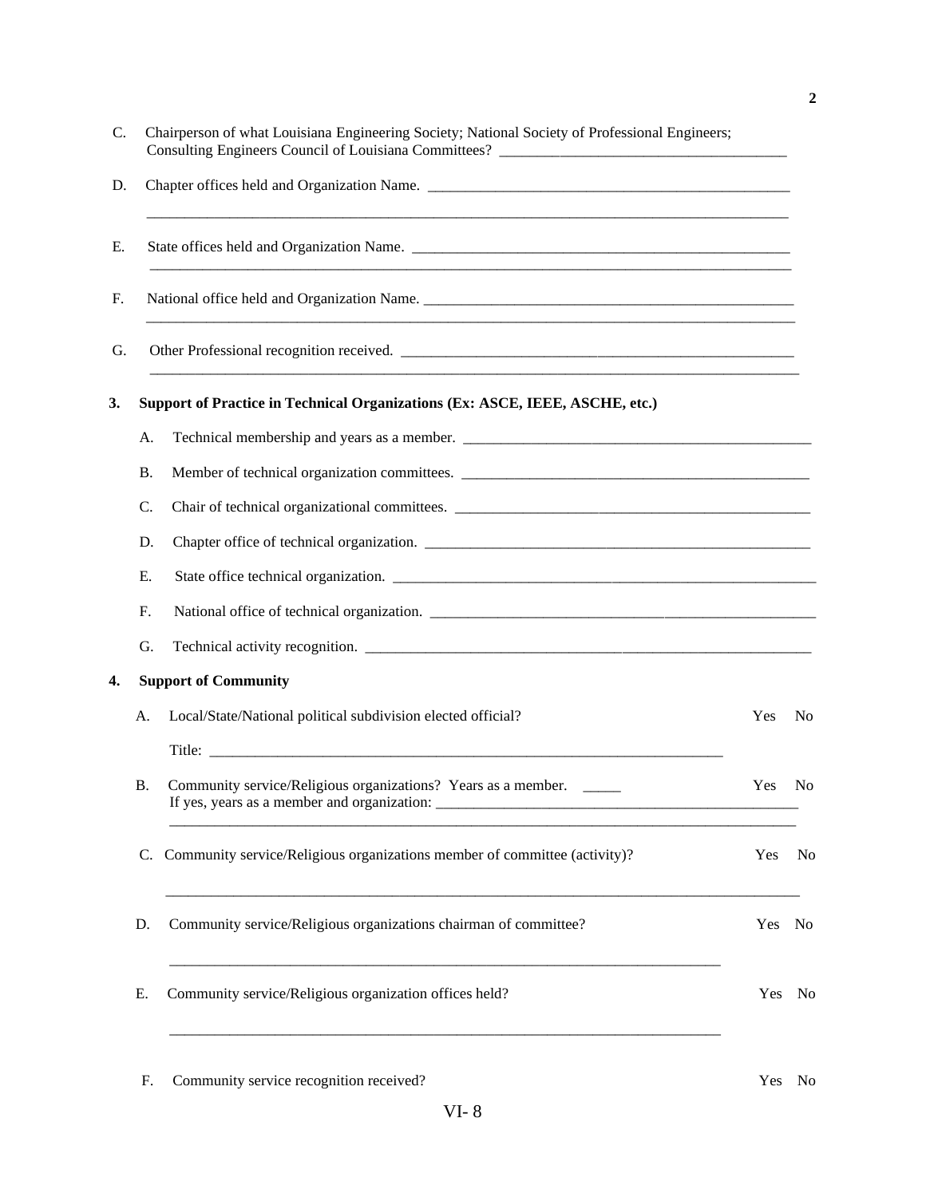C. Chairperson of what Louisiana Engineering Society; National Society of Professional Engineers; Consulting Engineers Council of Louisiana Committees? _______________________________________

D. Chapter offices held and Organization Name. __________________________________________________

_________________________________________________________________________________________

E. State offices held and Organization Name. ____________________________________________________

_________________________________________________________________________________________

F. National office held and Organization Name. __________________________________________________

_________________________________________________________________________________________

G. Other Professional recognition received. _____________________________________________________

_________________________________________________________________________________________

**3. Support of Practice in Technical Organizations (Ex: ASCE, IEEE, ASCHE, etc.)**

A. Technical membership and years as a member. ________________________________________________

B. Member of technical organization committees. ________________________________________________

C. Chair of technical organizational committees. ________________________________________________

D. Chapter office of technical organization. ____________________________________________________

E. State office technical organization. _________________________________________________________

F. National office of technical organization. ____________________________________________________

G. Technical activity recognition. _____________________________________________________________

**4. Support of Community**

A. Local/State/National political subdivision elected official? Yes No

Title: ________________________________________________________________________

B. Community service/Religious organizations? Years as a member. _____ Yes No
If yes, years as a member and organization: ___________________________________________________

_________________________________________________________________________________________

C. Community service/Religious organizations member of committee (activity)? Yes No

_________________________________________________________________________________________

D. Community service/Religious organizations chairman of committee? Yes No

_____________________________________________________________________________

E. Community service/Religious organization offices held? Yes No

_____________________________________________________________________________

F. Community service recognition received? Yes No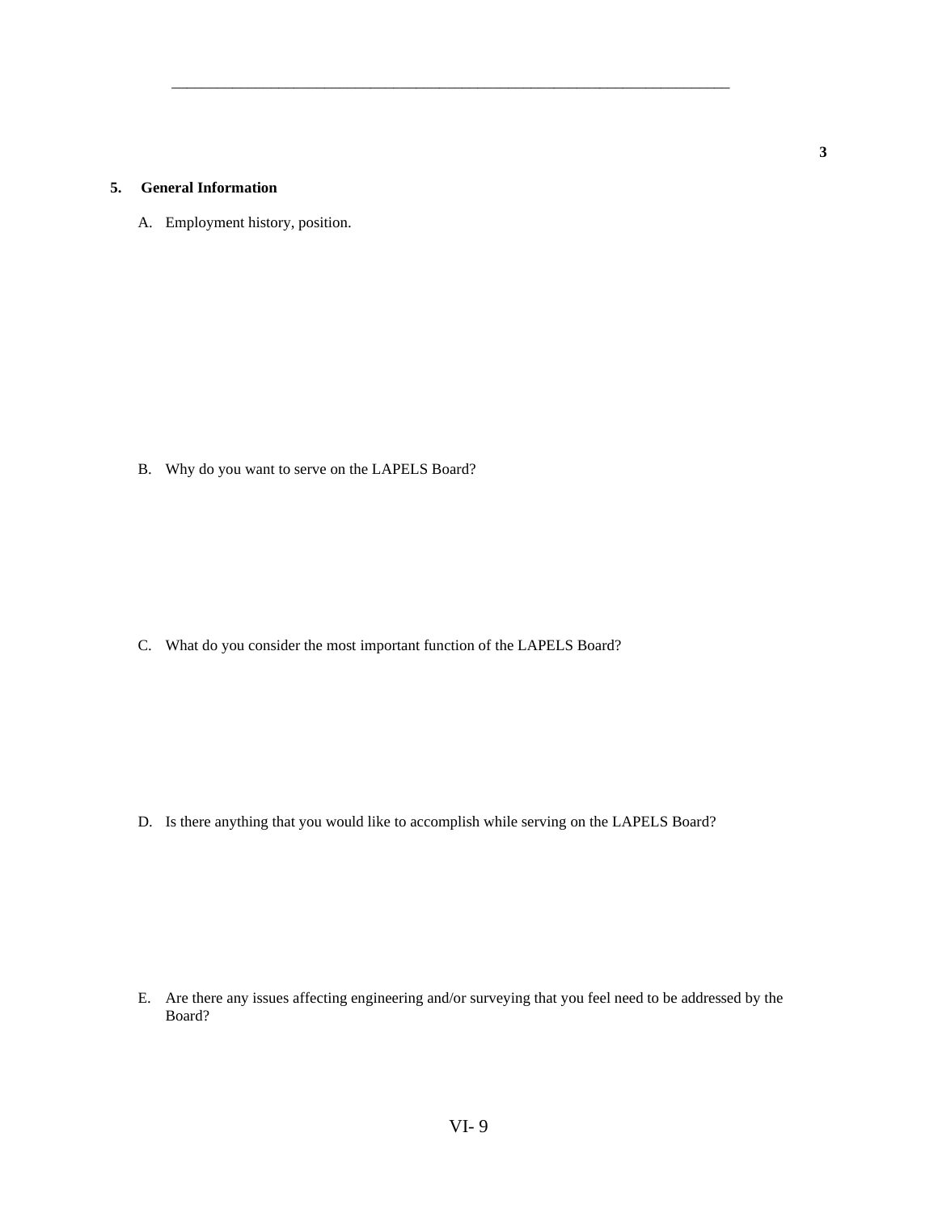## 5. General Information

A. Employment history, position.

B. Why do you want to serve on the LAPELS Board?

C. What do you consider the most important function of the LAPELS Board?

D. Is there anything that you would like to accomplish while serving on the LAPELS Board?

E. Are there any issues affecting engineering and/or surveying that you feel need to be addressed by the Board?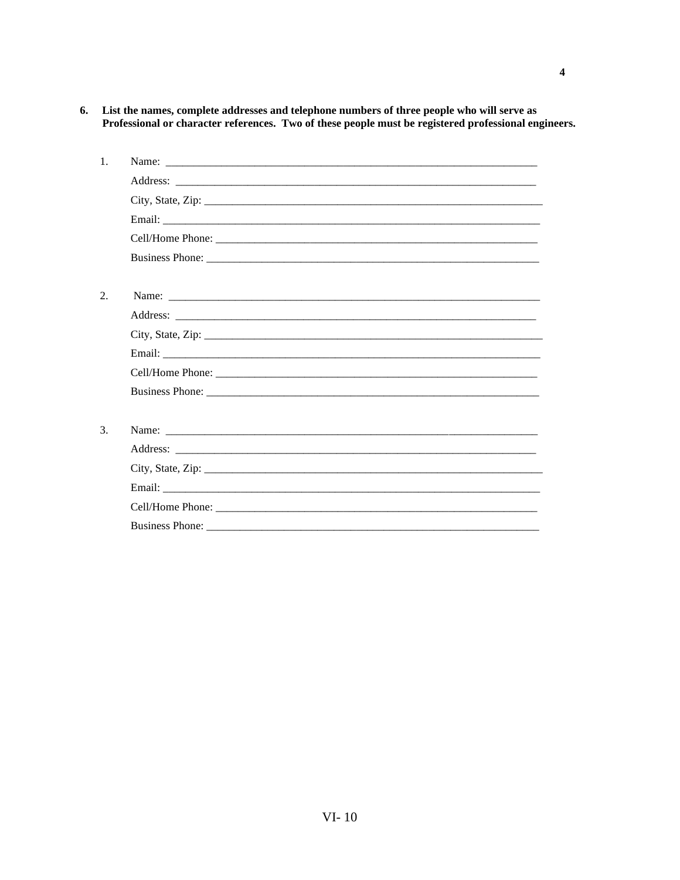**6. List the names, complete addresses and telephone numbers of three people who will serve as Professional or character references. Two of these people must be registered professional engineers.**

1. Name: ______________________________________________________________________

   Address: ____________________________________________________________________

   City, State, Zip: ______________________________________________________________

   Email: ______________________________________________________________________

   Cell/Home Phone: _____________________________________________________________

   Business Phone: ______________________________________________________________

2. Name: ______________________________________________________________________

   Address: ____________________________________________________________________

   City, State, Zip: ______________________________________________________________

   Email: ______________________________________________________________________

   Cell/Home Phone: _____________________________________________________________

   Business Phone: ______________________________________________________________

3. Name: ______________________________________________________________________

   Address: ____________________________________________________________________

   City, State, Zip: ______________________________________________________________

   Email: ______________________________________________________________________

   Cell/Home Phone: _____________________________________________________________

   Business Phone: ______________________________________________________________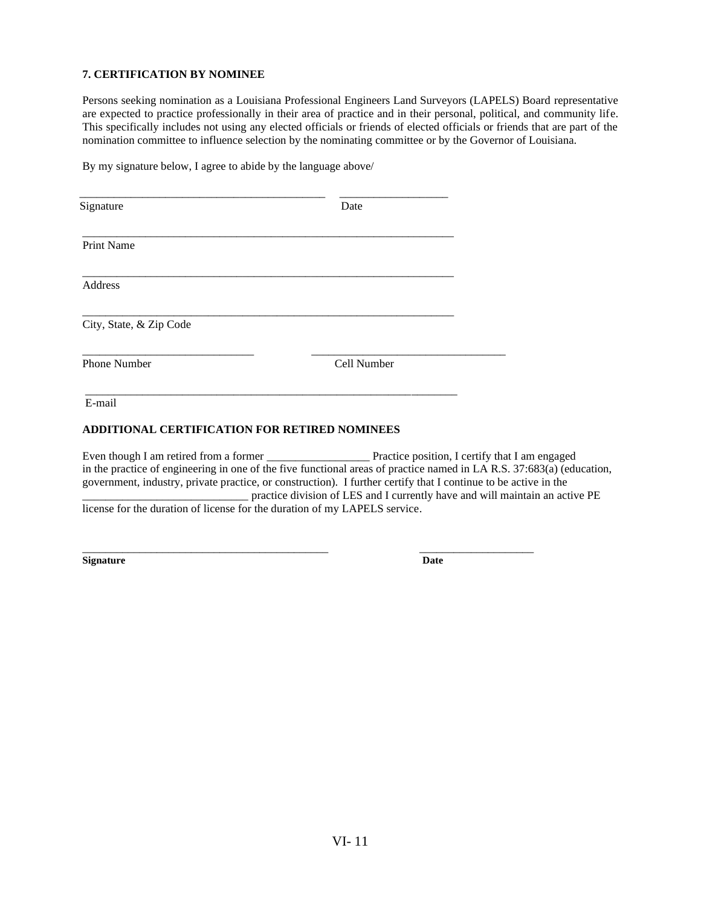**7. CERTIFICATION BY NOMINEE**

Persons seeking nomination as a Louisiana Professional Engineers Land Surveyors (LAPELS) Board representative are expected to practice professionally in their area of practice and in their personal, political, and community life. This specifically includes not using any elected officials or friends of elected officials or friends that are part of the nomination committee to influence selection by the nominating committee or by the Governor of Louisiana.

By my signature below, I agree to abide by the language above/

_____________________________________________ ____________________
Signature Date

_____________________________________________________________________
Print Name

_____________________________________________________________________
Address

_____________________________________________________________________
City, State, & Zip Code

_______________________________ ___________________________________
Phone Number Cell Number

_____________________________________________________________________
E-mail

**ADDITIONAL CERTIFICATION FOR RETIRED NOMINEES**

Even though I am retired from a former __________________ Practice position, I certify that I am engaged in the practice of engineering in one of the five functional areas of practice named in LA R.S. 37:683(a) (education, government, industry, private practice, or construction). I further certify that I continue to be active in the ____________________________ practice division of LES and I currently have and will maintain an active PE license for the duration of license for the duration of my LAPELS service.

_____________________________________________ ____________________
**Signature** **Date**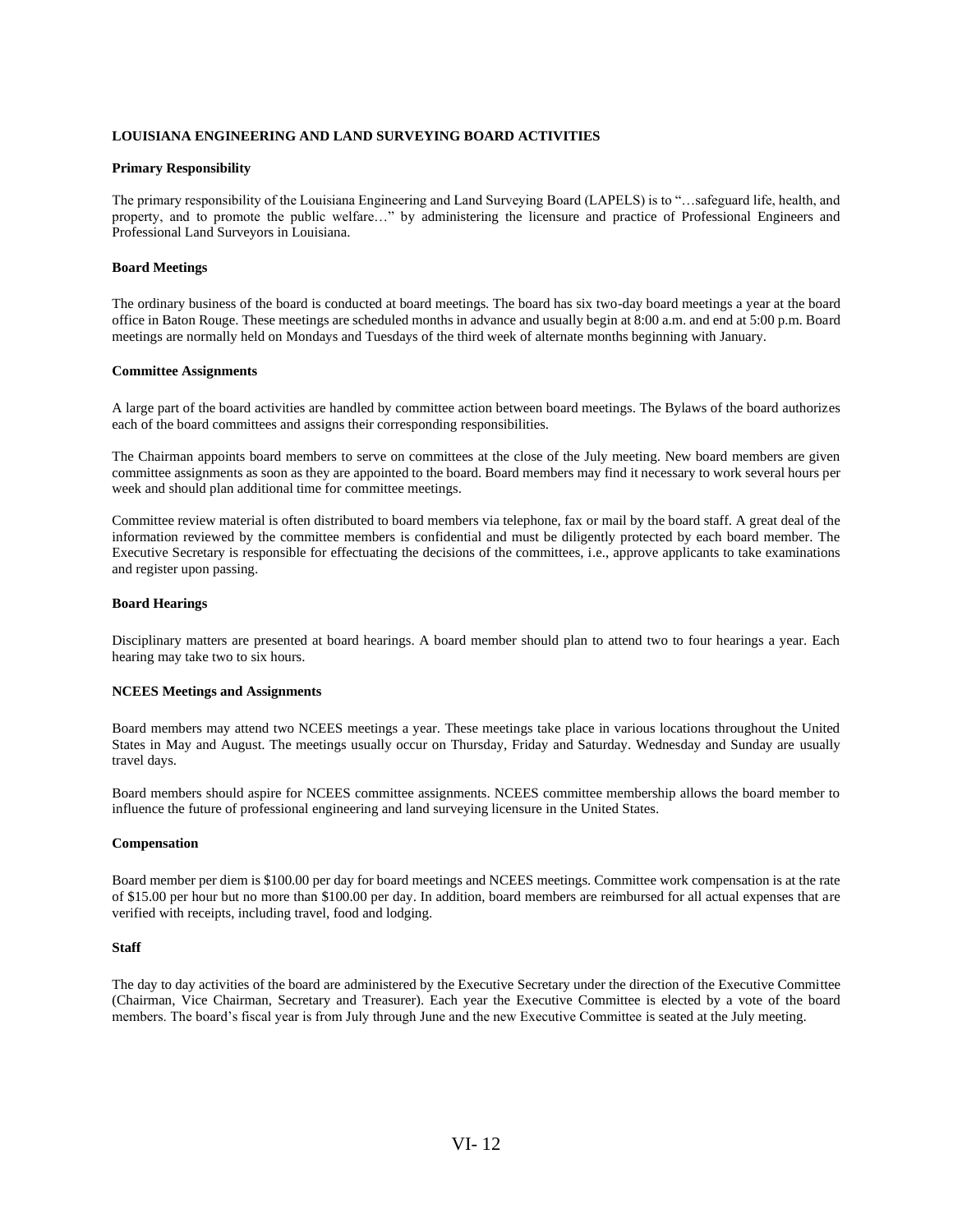## LOUISIANA ENGINEERING AND LAND SURVEYING BOARD ACTIVITIES

### Primary Responsibility

The primary responsibility of the Louisiana Engineering and Land Surveying Board (LAPELS) is to "…safeguard life, health, and property, and to promote the public welfare…" by administering the licensure and practice of Professional Engineers and Professional Land Surveyors in Louisiana.

### Board Meetings

The ordinary business of the board is conducted at board meetings. The board has six two-day board meetings a year at the board office in Baton Rouge. These meetings are scheduled months in advance and usually begin at 8:00 a.m. and end at 5:00 p.m. Board meetings are normally held on Mondays and Tuesdays of the third week of alternate months beginning with January.

### Committee Assignments

A large part of the board activities are handled by committee action between board meetings. The Bylaws of the board authorizes each of the board committees and assigns their corresponding responsibilities.

The Chairman appoints board members to serve on committees at the close of the July meeting. New board members are given committee assignments as soon as they are appointed to the board. Board members may find it necessary to work several hours per week and should plan additional time for committee meetings.

Committee review material is often distributed to board members via telephone, fax or mail by the board staff. A great deal of the information reviewed by the committee members is confidential and must be diligently protected by each board member. The Executive Secretary is responsible for effectuating the decisions of the committees, i.e., approve applicants to take examinations and register upon passing.

### Board Hearings

Disciplinary matters are presented at board hearings. A board member should plan to attend two to four hearings a year. Each hearing may take two to six hours.

### NCEES Meetings and Assignments

Board members may attend two NCEES meetings a year. These meetings take place in various locations throughout the United States in May and August. The meetings usually occur on Thursday, Friday and Saturday. Wednesday and Sunday are usually travel days.

Board members should aspire for NCEES committee assignments. NCEES committee membership allows the board member to influence the future of professional engineering and land surveying licensure in the United States.

### Compensation

Board member per diem is $100.00 per day for board meetings and NCEES meetings. Committee work compensation is at the rate of $15.00 per hour but no more than $100.00 per day. In addition, board members are reimbursed for all actual expenses that are verified with receipts, including travel, food and lodging.

### Staff

The day to day activities of the board are administered by the Executive Secretary under the direction of the Executive Committee (Chairman, Vice Chairman, Secretary and Treasurer). Each year the Executive Committee is elected by a vote of the board members. The board's fiscal year is from July through June and the new Executive Committee is seated at the July meeting.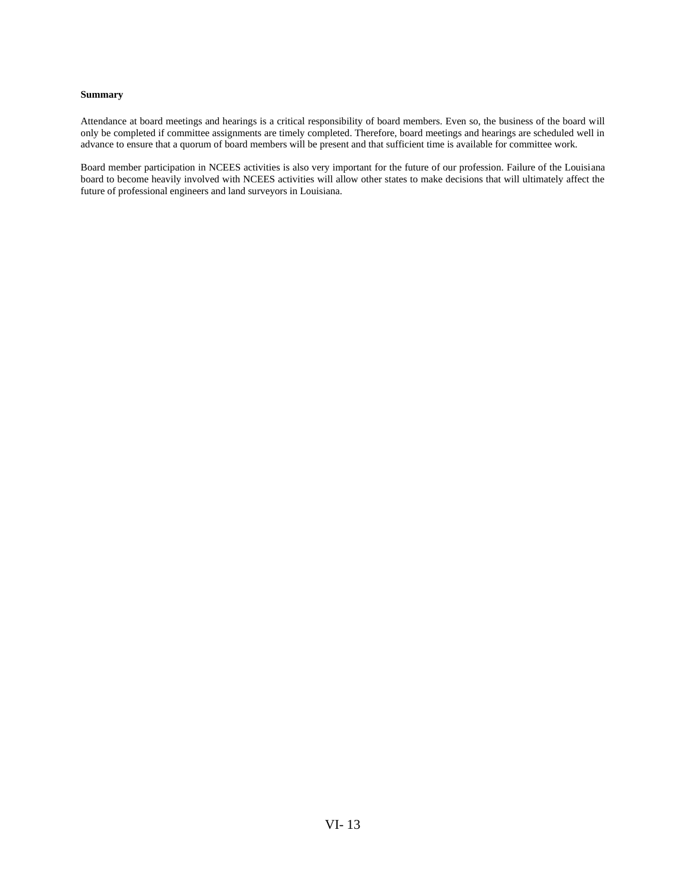**Summary**

Attendance at board meetings and hearings is a critical responsibility of board members. Even so, the business of the board will only be completed if committee assignments are timely completed. Therefore, board meetings and hearings are scheduled well in advance to ensure that a quorum of board members will be present and that sufficient time is available for committee work.

Board member participation in NCEES activities is also very important for the future of our profession. Failure of the Louisiana board to become heavily involved with NCEES activities will allow other states to make decisions that will ultimately affect the future of professional engineers and land surveyors in Louisiana.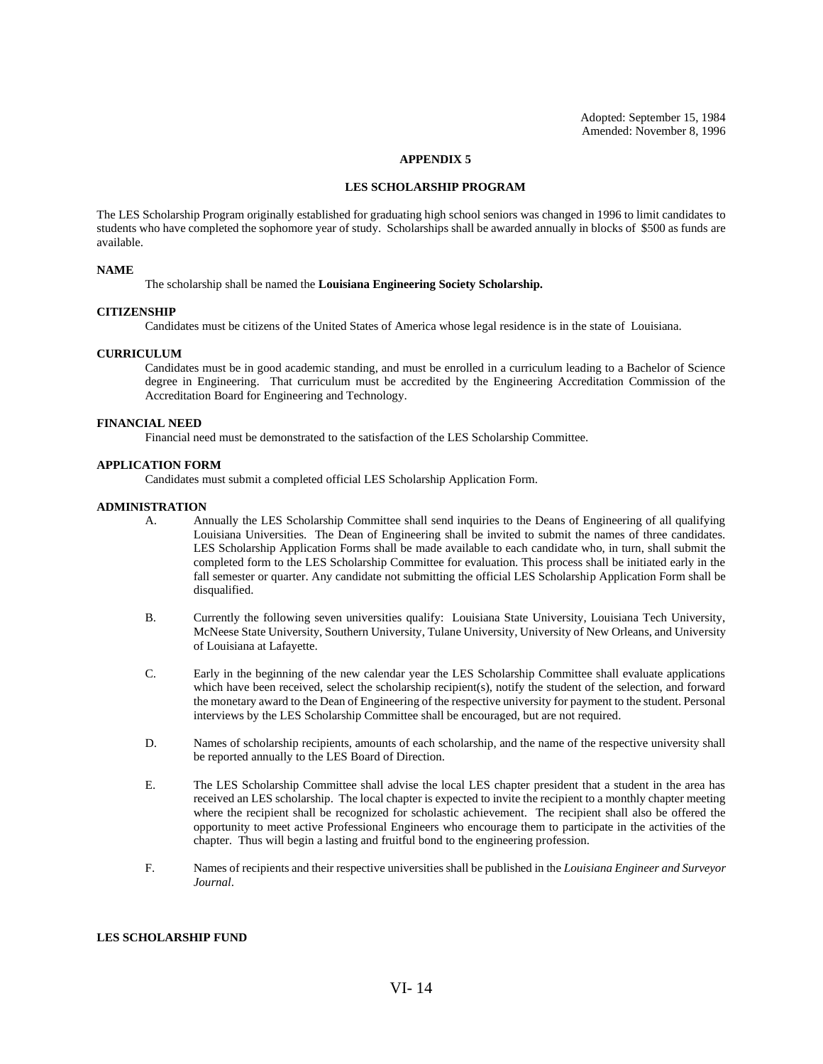Adopted: September 15, 1984
Amended: November 8, 1996

## APPENDIX 5

## LES SCHOLARSHIP PROGRAM

The LES Scholarship Program originally established for graduating high school seniors was changed in 1996 to limit candidates to students who have completed the sophomore year of study. Scholarships shall be awarded annually in blocks of $500 as funds are available.

### NAME

The scholarship shall be named the **Louisiana Engineering Society Scholarship.**

### CITIZENSHIP

Candidates must be citizens of the United States of America whose legal residence is in the state of Louisiana.

### CURRICULUM

Candidates must be in good academic standing, and must be enrolled in a curriculum leading to a Bachelor of Science degree in Engineering. That curriculum must be accredited by the Engineering Accreditation Commission of the Accreditation Board for Engineering and Technology.

### FINANCIAL NEED

Financial need must be demonstrated to the satisfaction of the LES Scholarship Committee.

### APPLICATION FORM

Candidates must submit a completed official LES Scholarship Application Form.

### ADMINISTRATION

A. Annually the LES Scholarship Committee shall send inquiries to the Deans of Engineering of all qualifying Louisiana Universities. The Dean of Engineering shall be invited to submit the names of three candidates. LES Scholarship Application Forms shall be made available to each candidate who, in turn, shall submit the completed form to the LES Scholarship Committee for evaluation. This process shall be initiated early in the fall semester or quarter. Any candidate not submitting the official LES Scholarship Application Form shall be disqualified.

B. Currently the following seven universities qualify: Louisiana State University, Louisiana Tech University, McNeese State University, Southern University, Tulane University, University of New Orleans, and University of Louisiana at Lafayette.

C. Early in the beginning of the new calendar year the LES Scholarship Committee shall evaluate applications which have been received, select the scholarship recipient(s), notify the student of the selection, and forward the monetary award to the Dean of Engineering of the respective university for payment to the student. Personal interviews by the LES Scholarship Committee shall be encouraged, but are not required.

D. Names of scholarship recipients, amounts of each scholarship, and the name of the respective university shall be reported annually to the LES Board of Direction.

E. The LES Scholarship Committee shall advise the local LES chapter president that a student in the area has received an LES scholarship. The local chapter is expected to invite the recipient to a monthly chapter meeting where the recipient shall be recognized for scholastic achievement. The recipient shall also be offered the opportunity to meet active Professional Engineers who encourage them to participate in the activities of the chapter. Thus will begin a lasting and fruitful bond to the engineering profession.

F. Names of recipients and their respective universities shall be published in the *Louisiana Engineer and Surveyor Journal*.

### LES SCHOLARSHIP FUND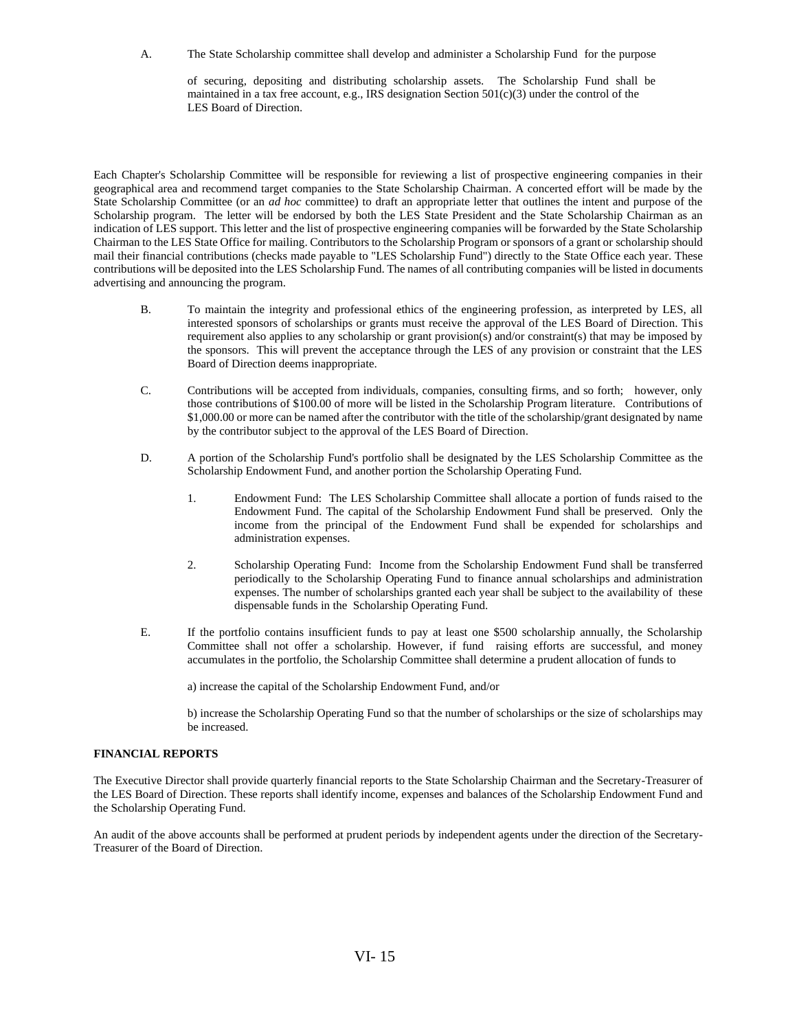A. The State Scholarship committee shall develop and administer a Scholarship Fund for the purpose of securing, depositing and distributing scholarship assets. The Scholarship Fund shall be maintained in a tax free account, e.g., IRS designation Section 501(c)(3) under the control of the LES Board of Direction.

Each Chapter's Scholarship Committee will be responsible for reviewing a list of prospective engineering companies in their geographical area and recommend target companies to the State Scholarship Chairman. A concerted effort will be made by the State Scholarship Committee (or an *ad hoc* committee) to draft an appropriate letter that outlines the intent and purpose of the Scholarship program. The letter will be endorsed by both the LES State President and the State Scholarship Chairman as an indication of LES support. This letter and the list of prospective engineering companies will be forwarded by the State Scholarship Chairman to the LES State Office for mailing. Contributors to the Scholarship Program or sponsors of a grant or scholarship should mail their financial contributions (checks made payable to "LES Scholarship Fund") directly to the State Office each year. These contributions will be deposited into the LES Scholarship Fund. The names of all contributing companies will be listed in documents advertising and announcing the program.

B. To maintain the integrity and professional ethics of the engineering profession, as interpreted by LES, all interested sponsors of scholarships or grants must receive the approval of the LES Board of Direction. This requirement also applies to any scholarship or grant provision(s) and/or constraint(s) that may be imposed by the sponsors. This will prevent the acceptance through the LES of any provision or constraint that the LES Board of Direction deems inappropriate.

C. Contributions will be accepted from individuals, companies, consulting firms, and so forth; however, only those contributions of $100.00 of more will be listed in the Scholarship Program literature. Contributions of $1,000.00 or more can be named after the contributor with the title of the scholarship/grant designated by name by the contributor subject to the approval of the LES Board of Direction.

D. A portion of the Scholarship Fund's portfolio shall be designated by the LES Scholarship Committee as the Scholarship Endowment Fund, and another portion the Scholarship Operating Fund.

1. Endowment Fund: The LES Scholarship Committee shall allocate a portion of funds raised to the Endowment Fund. The capital of the Scholarship Endowment Fund shall be preserved. Only the income from the principal of the Endowment Fund shall be expended for scholarships and administration expenses.

2. Scholarship Operating Fund: Income from the Scholarship Endowment Fund shall be transferred periodically to the Scholarship Operating Fund to finance annual scholarships and administration expenses. The number of scholarships granted each year shall be subject to the availability of these dispensable funds in the Scholarship Operating Fund.

E. If the portfolio contains insufficient funds to pay at least one $500 scholarship annually, the Scholarship Committee shall not offer a scholarship. However, if fund raising efforts are successful, and money accumulates in the portfolio, the Scholarship Committee shall determine a prudent allocation of funds to

a) increase the capital of the Scholarship Endowment Fund, and/or

b) increase the Scholarship Operating Fund so that the number of scholarships or the size of scholarships may be increased.

**FINANCIAL REPORTS**

The Executive Director shall provide quarterly financial reports to the State Scholarship Chairman and the Secretary-Treasurer of the LES Board of Direction. These reports shall identify income, expenses and balances of the Scholarship Endowment Fund and the Scholarship Operating Fund.

An audit of the above accounts shall be performed at prudent periods by independent agents under the direction of the Secretary-Treasurer of the Board of Direction.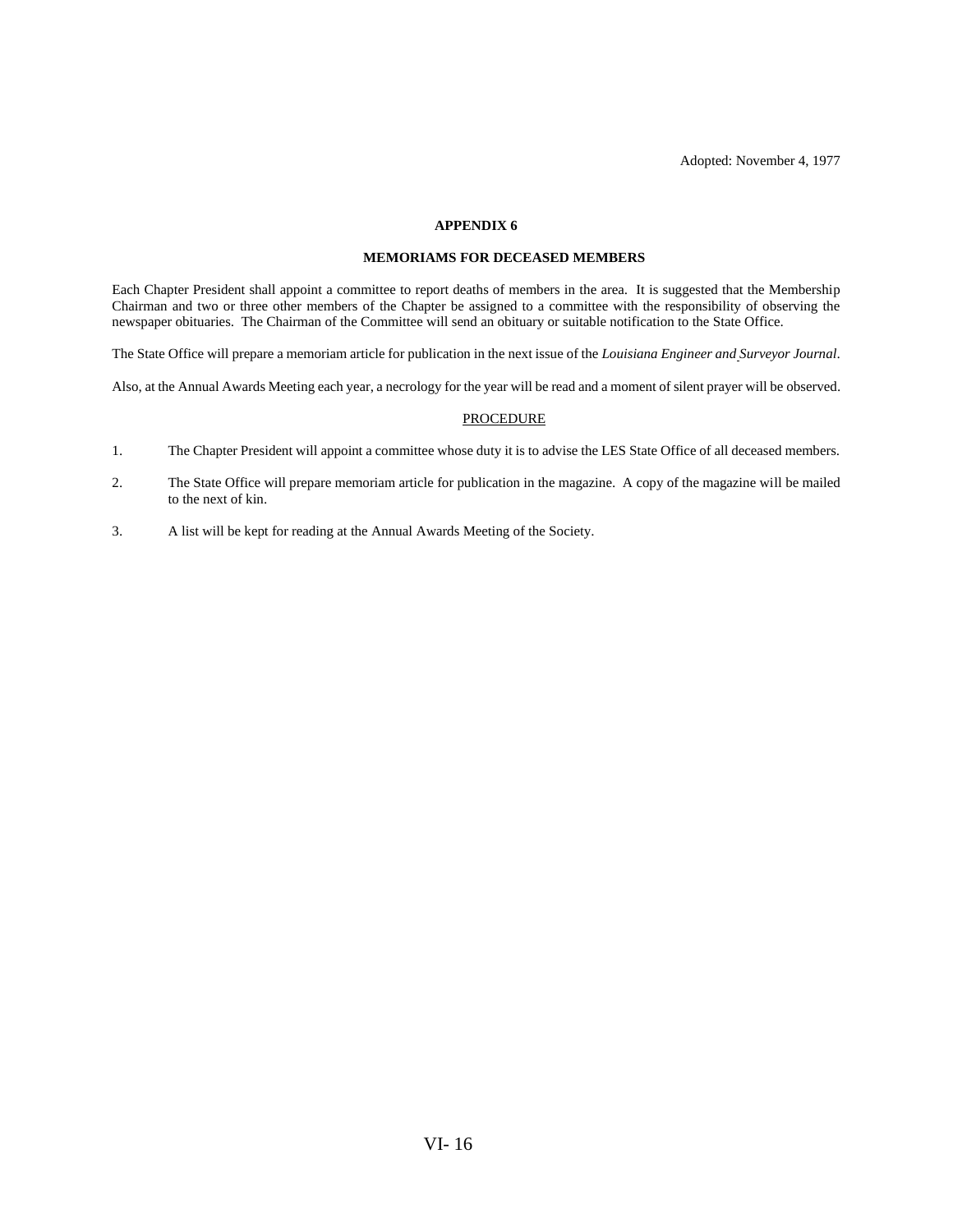Adopted: November 4, 1977

## APPENDIX 6

### MEMORIAMS FOR DECEASED MEMBERS

Each Chapter President shall appoint a committee to report deaths of members in the area. It is suggested that the Membership Chairman and two or three other members of the Chapter be assigned to a committee with the responsibility of observing the newspaper obituaries. The Chairman of the Committee will send an obituary or suitable notification to the State Office.

The State Office will prepare a memoriam article for publication in the next issue of the *Louisiana Engineer and Surveyor Journal*.

Also, at the Annual Awards Meeting each year, a necrology for the year will be read and a moment of silent prayer will be observed.

<u>PROCEDURE</u>

1. The Chapter President will appoint a committee whose duty it is to advise the LES State Office of all deceased members.

2. The State Office will prepare memoriam article for publication in the magazine. A copy of the magazine will be mailed to the next of kin.

3. A list will be kept for reading at the Annual Awards Meeting of the Society.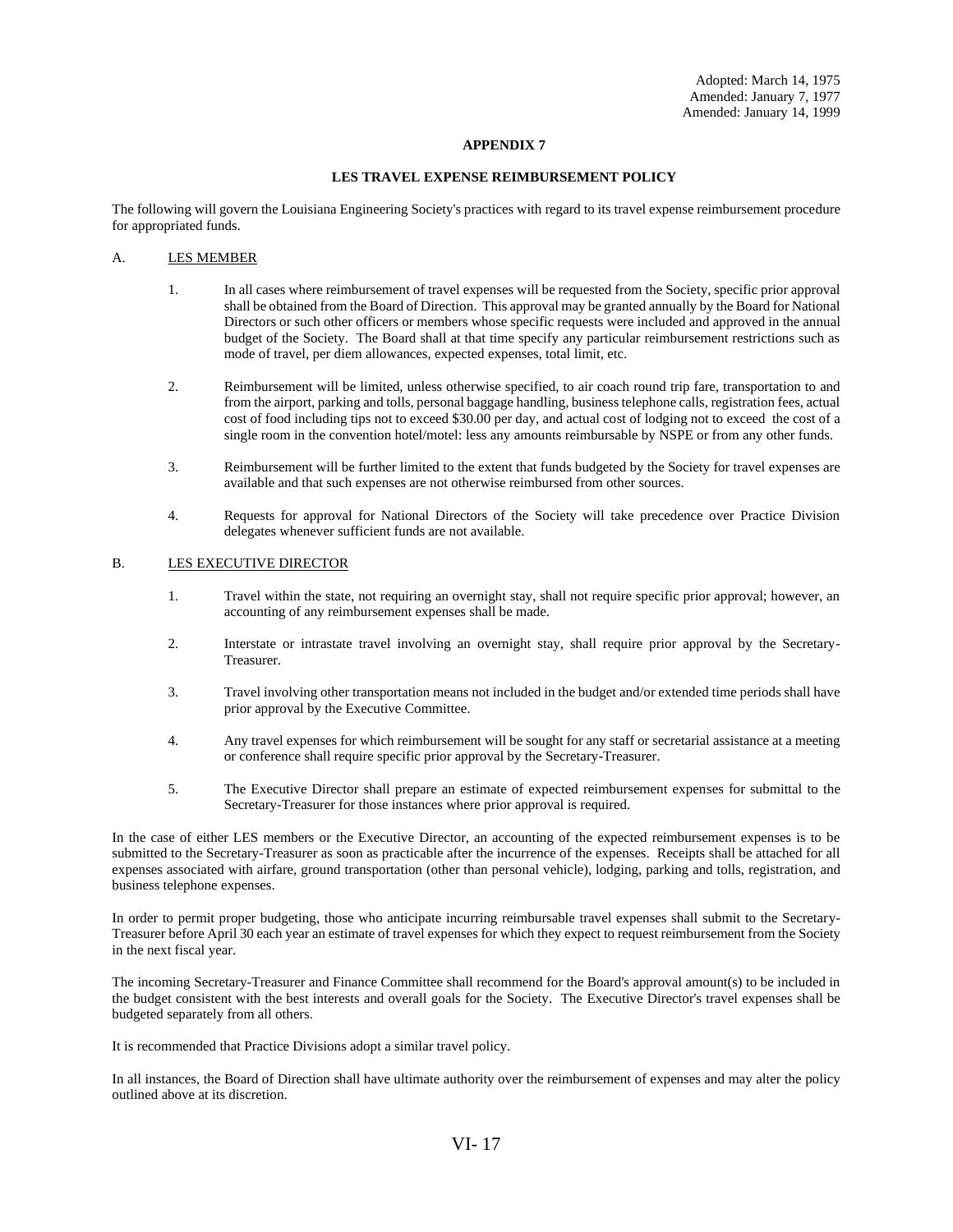Adopted: March 14, 1975
Amended: January 7, 1977
Amended: January 14, 1999

## APPENDIX 7

### LES TRAVEL EXPENSE REIMBURSEMENT POLICY

The following will govern the Louisiana Engineering Society's practices with regard to its travel expense reimbursement procedure for appropriated funds.

A. <u>LES MEMBER</u>

1. In all cases where reimbursement of travel expenses will be requested from the Society, specific prior approval shall be obtained from the Board of Direction. This approval may be granted annually by the Board for National Directors or such other officers or members whose specific requests were included and approved in the annual budget of the Society. The Board shall at that time specify any particular reimbursement restrictions such as mode of travel, per diem allowances, expected expenses, total limit, etc.

2. Reimbursement will be limited, unless otherwise specified, to air coach round trip fare, transportation to and from the airport, parking and tolls, personal baggage handling, business telephone calls, registration fees, actual cost of food including tips not to exceed $30.00 per day, and actual cost of lodging not to exceed the cost of a single room in the convention hotel/motel: less any amounts reimbursable by NSPE or from any other funds.

3. Reimbursement will be further limited to the extent that funds budgeted by the Society for travel expenses are available and that such expenses are not otherwise reimbursed from other sources.

4. Requests for approval for National Directors of the Society will take precedence over Practice Division delegates whenever sufficient funds are not available.

B. <u>LES EXECUTIVE DIRECTOR</u>

1. Travel within the state, not requiring an overnight stay, shall not require specific prior approval; however, an accounting of any reimbursement expenses shall be made.

2. Interstate or intrastate travel involving an overnight stay, shall require prior approval by the Secretary-Treasurer.

3. Travel involving other transportation means not included in the budget and/or extended time periods shall have prior approval by the Executive Committee.

4. Any travel expenses for which reimbursement will be sought for any staff or secretarial assistance at a meeting or conference shall require specific prior approval by the Secretary-Treasurer.

5. The Executive Director shall prepare an estimate of expected reimbursement expenses for submittal to the Secretary-Treasurer for those instances where prior approval is required.

In the case of either LES members or the Executive Director, an accounting of the expected reimbursement expenses is to be submitted to the Secretary-Treasurer as soon as practicable after the incurrence of the expenses. Receipts shall be attached for all expenses associated with airfare, ground transportation (other than personal vehicle), lodging, parking and tolls, registration, and business telephone expenses.

In order to permit proper budgeting, those who anticipate incurring reimbursable travel expenses shall submit to the Secretary-Treasurer before April 30 each year an estimate of travel expenses for which they expect to request reimbursement from the Society in the next fiscal year.

The incoming Secretary-Treasurer and Finance Committee shall recommend for the Board's approval amount(s) to be included in the budget consistent with the best interests and overall goals for the Society. The Executive Director's travel expenses shall be budgeted separately from all others.

It is recommended that Practice Divisions adopt a similar travel policy.

In all instances, the Board of Direction shall have ultimate authority over the reimbursement of expenses and may alter the policy outlined above at its discretion.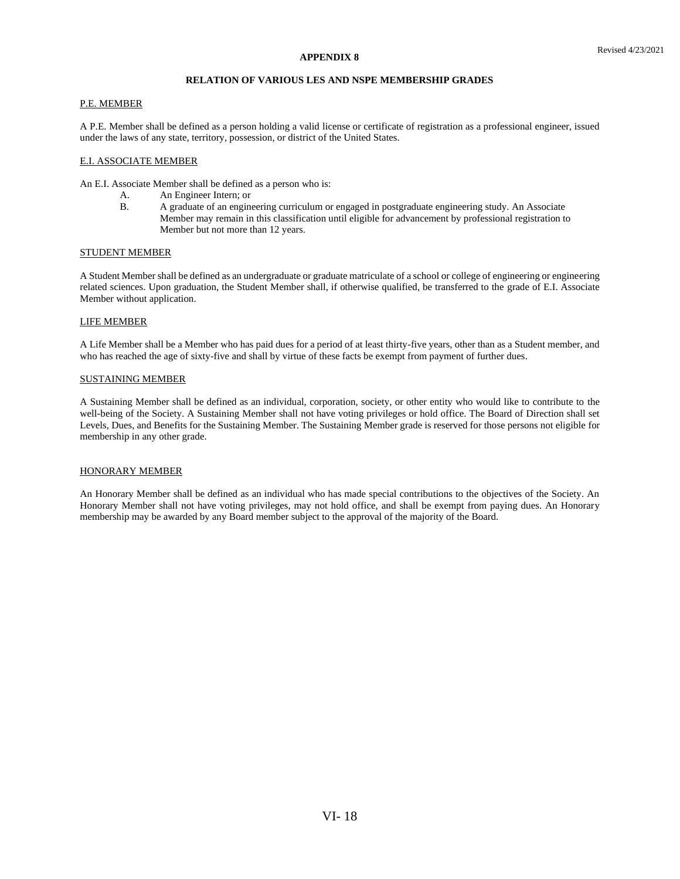## APPENDIX 8

### RELATION OF VARIOUS LES AND NSPE MEMBERSHIP GRADES

#### P.E. MEMBER

A P.E. Member shall be defined as a person holding a valid license or certificate of registration as a professional engineer, issued under the laws of any state, territory, possession, or district of the United States.

#### E.I. ASSOCIATE MEMBER

An E.I. Associate Member shall be defined as a person who is:

A. An Engineer Intern; or

B. A graduate of an engineering curriculum or engaged in postgraduate engineering study. An Associate Member may remain in this classification until eligible for advancement by professional registration to Member but not more than 12 years.

#### STUDENT MEMBER

A Student Member shall be defined as an undergraduate or graduate matriculate of a school or college of engineering or engineering related sciences. Upon graduation, the Student Member shall, if otherwise qualified, be transferred to the grade of E.I. Associate Member without application.

#### LIFE MEMBER

A Life Member shall be a Member who has paid dues for a period of at least thirty-five years, other than as a Student member, and who has reached the age of sixty-five and shall by virtue of these facts be exempt from payment of further dues.

#### SUSTAINING MEMBER

A Sustaining Member shall be defined as an individual, corporation, society, or other entity who would like to contribute to the well-being of the Society. A Sustaining Member shall not have voting privileges or hold office. The Board of Direction shall set Levels, Dues, and Benefits for the Sustaining Member. The Sustaining Member grade is reserved for those persons not eligible for membership in any other grade.

#### HONORARY MEMBER

An Honorary Member shall be defined as an individual who has made special contributions to the objectives of the Society. An Honorary Member shall not have voting privileges, may not hold office, and shall be exempt from paying dues. An Honorary membership may be awarded by any Board member subject to the approval of the majority of the Board.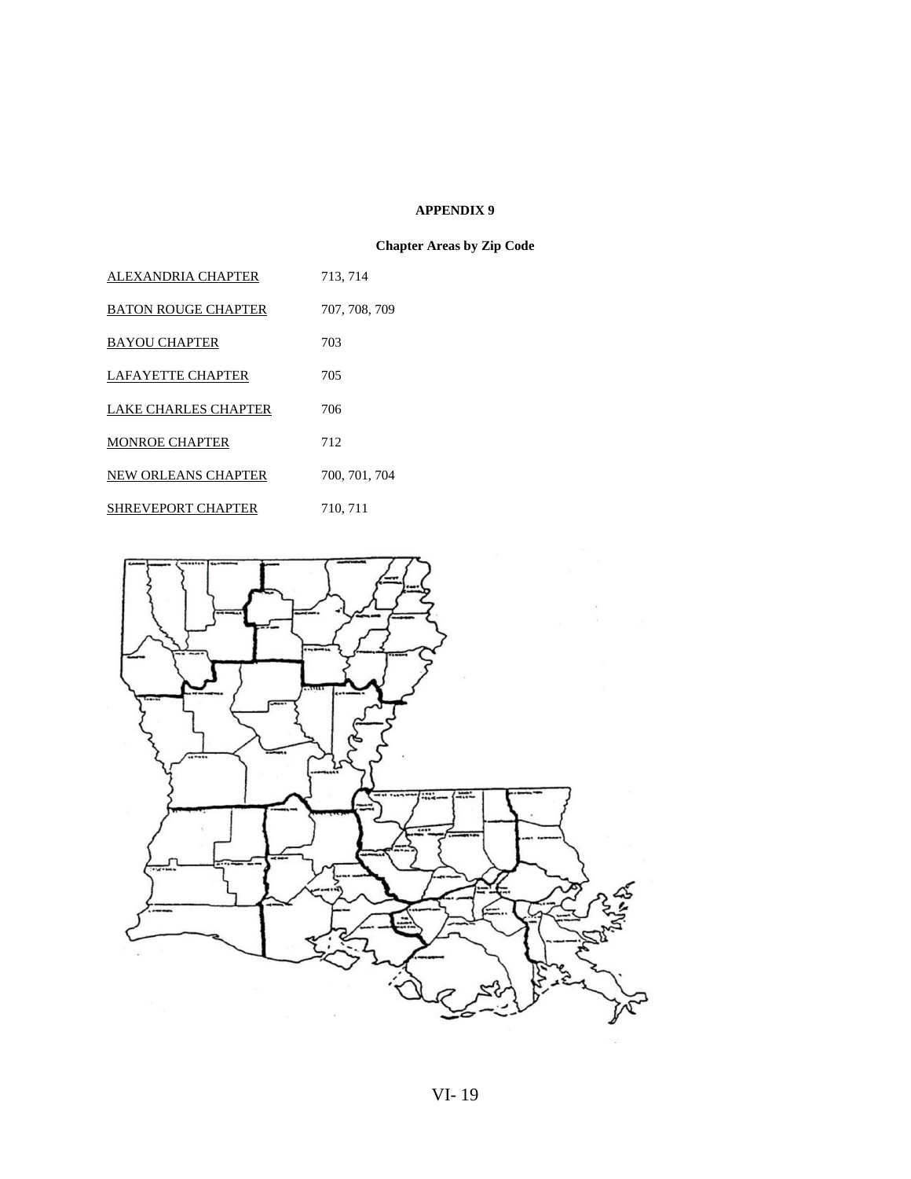**APPENDIX 9**

**Chapter Areas by Zip Code**

| | |
|---|---|
| ALEXANDRIA CHAPTER | 713, 714 |
| BATON ROUGE CHAPTER | 707, 708, 709 |
| BAYOU CHAPTER | 703 |
| LAFAYETTE CHAPTER | 705 |
| LAKE CHARLES CHAPTER | 706 |
| MONROE CHAPTER | 712 |
| NEW ORLEANS CHAPTER | 700, 701, 704 |
| SHREVEPORT CHAPTER | 710, 711 |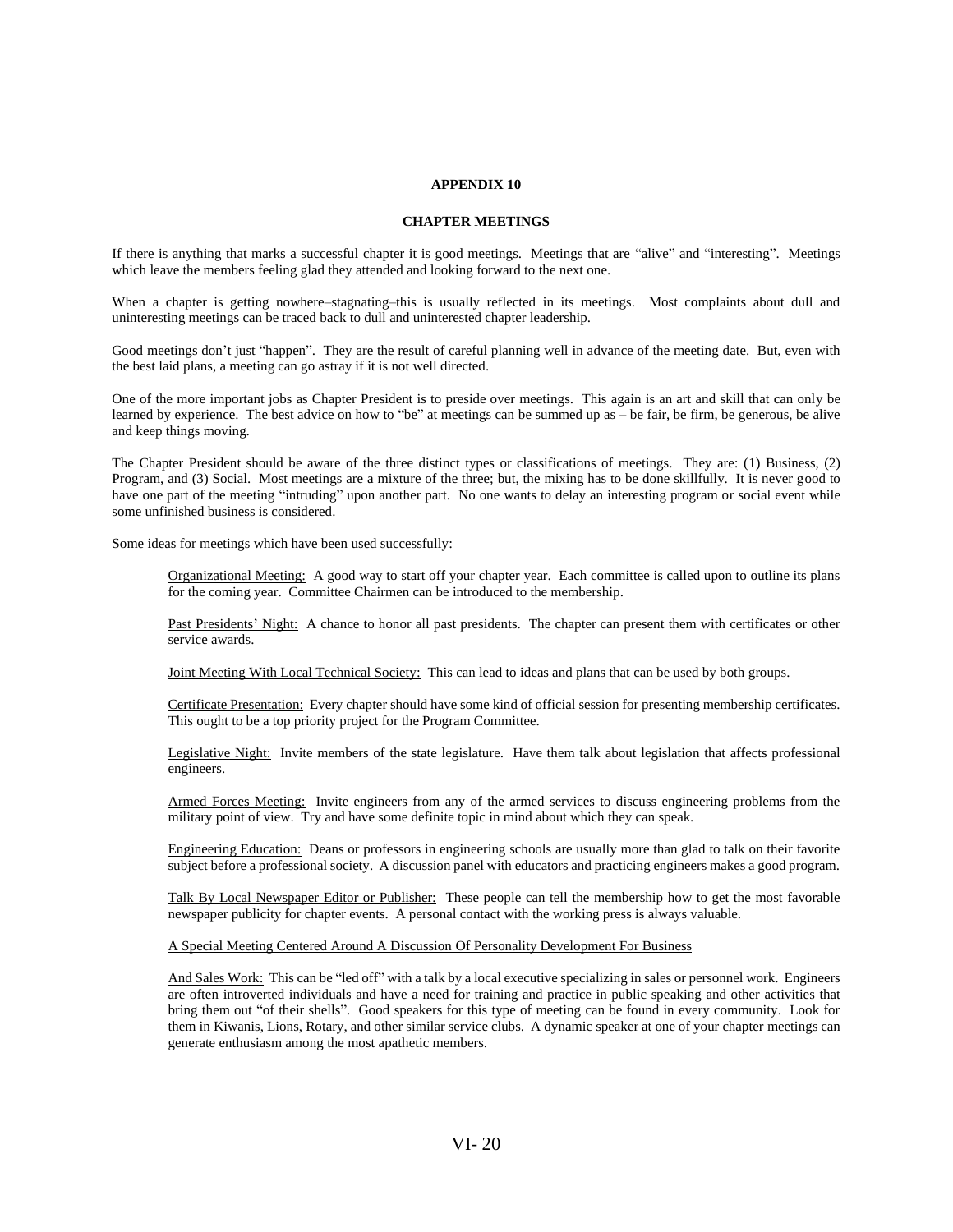## APPENDIX 10

### CHAPTER MEETINGS

If there is anything that marks a successful chapter it is good meetings. Meetings that are "alive" and "interesting". Meetings which leave the members feeling glad they attended and looking forward to the next one.

When a chapter is getting nowhere–stagnating–this is usually reflected in its meetings. Most complaints about dull and uninteresting meetings can be traced back to dull and uninterested chapter leadership.

Good meetings don't just "happen". They are the result of careful planning well in advance of the meeting date. But, even with the best laid plans, a meeting can go astray if it is not well directed.

One of the more important jobs as Chapter President is to preside over meetings. This again is an art and skill that can only be learned by experience. The best advice on how to "be" at meetings can be summed up as – be fair, be firm, be generous, be alive and keep things moving.

The Chapter President should be aware of the three distinct types or classifications of meetings. They are: (1) Business, (2) Program, and (3) Social. Most meetings are a mixture of the three; but, the mixing has to be done skillfully. It is never good to have one part of the meeting "intruding" upon another part. No one wants to delay an interesting program or social event while some unfinished business is considered.

Some ideas for meetings which have been used successfully:

<ins>Organizational Meeting:</ins> A good way to start off your chapter year. Each committee is called upon to outline its plans for the coming year. Committee Chairmen can be introduced to the membership.

<ins>Past Presidents' Night:</ins> A chance to honor all past presidents. The chapter can present them with certificates or other service awards.

<ins>Joint Meeting With Local Technical Society:</ins> This can lead to ideas and plans that can be used by both groups.

<ins>Certificate Presentation:</ins> Every chapter should have some kind of official session for presenting membership certificates. This ought to be a top priority project for the Program Committee.

<ins>Legislative Night:</ins> Invite members of the state legislature. Have them talk about legislation that affects professional engineers.

<ins>Armed Forces Meeting:</ins> Invite engineers from any of the armed services to discuss engineering problems from the military point of view. Try and have some definite topic in mind about which they can speak.

<ins>Engineering Education:</ins> Deans or professors in engineering schools are usually more than glad to talk on their favorite subject before a professional society. A discussion panel with educators and practicing engineers makes a good program.

<ins>Talk By Local Newspaper Editor or Publisher:</ins> These people can tell the membership how to get the most favorable newspaper publicity for chapter events. A personal contact with the working press is always valuable.

<ins>A Special Meeting Centered Around A Discussion Of Personality Development For Business</ins>

<ins>And Sales Work:</ins> This can be "led off" with a talk by a local executive specializing in sales or personnel work. Engineers are often introverted individuals and have a need for training and practice in public speaking and other activities that bring them out "of their shells". Good speakers for this type of meeting can be found in every community. Look for them in Kiwanis, Lions, Rotary, and other similar service clubs. A dynamic speaker at one of your chapter meetings can generate enthusiasm among the most apathetic members.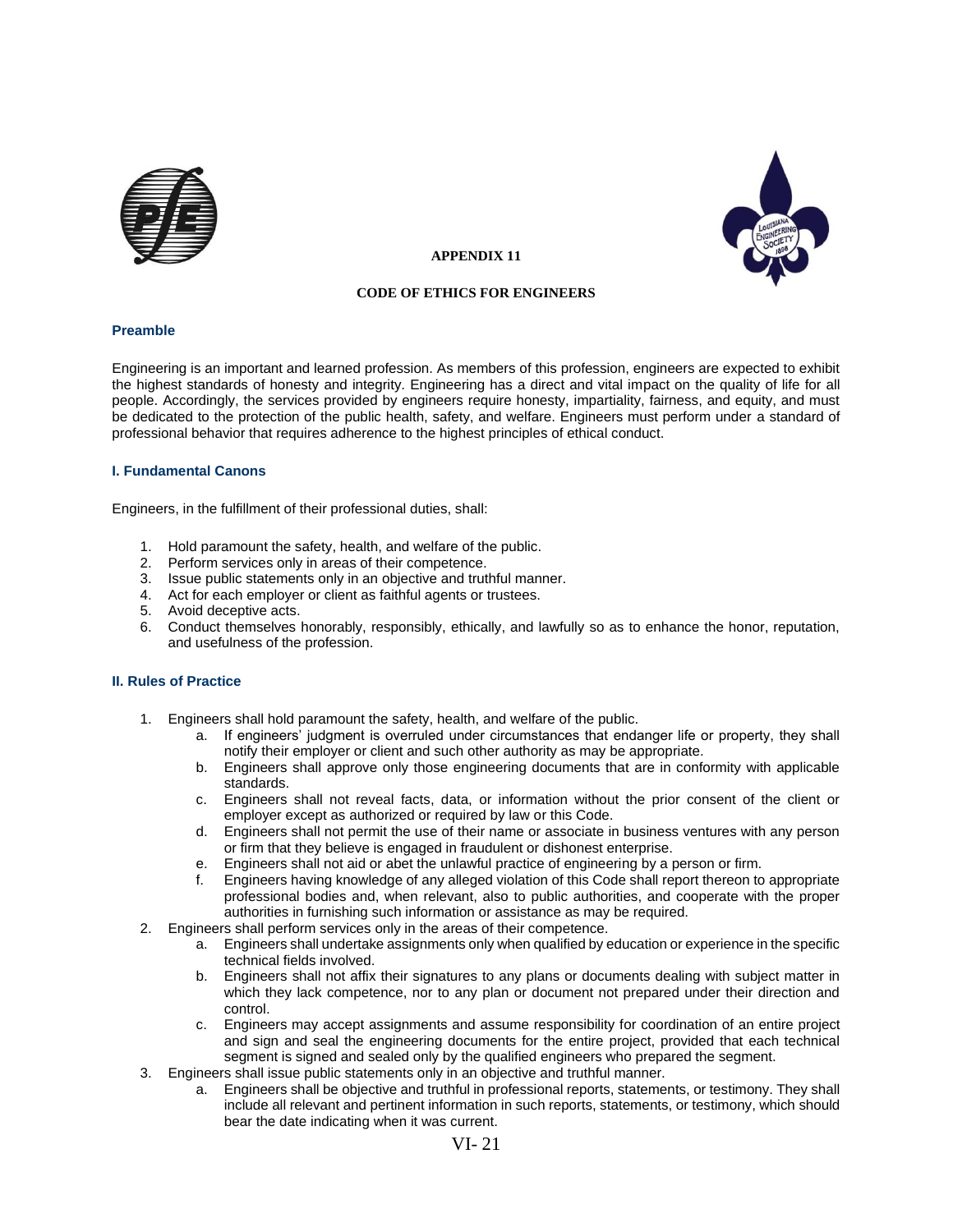**APPENDIX 11**

**CODE OF ETHICS FOR ENGINEERS**

## Preamble

Engineering is an important and learned profession. As members of this profession, engineers are expected to exhibit the highest standards of honesty and integrity. Engineering has a direct and vital impact on the quality of life for all people. Accordingly, the services provided by engineers require honesty, impartiality, fairness, and equity, and must be dedicated to the protection of the public health, safety, and welfare. Engineers must perform under a standard of professional behavior that requires adherence to the highest principles of ethical conduct.

## I. Fundamental Canons

Engineers, in the fulfillment of their professional duties, shall:

1. Hold paramount the safety, health, and welfare of the public.
2. Perform services only in areas of their competence.
3. Issue public statements only in an objective and truthful manner.
4. Act for each employer or client as faithful agents or trustees.
5. Avoid deceptive acts.
6. Conduct themselves honorably, responsibly, ethically, and lawfully so as to enhance the honor, reputation, and usefulness of the profession.

## II. Rules of Practice

1. Engineers shall hold paramount the safety, health, and welfare of the public.
   a. If engineers' judgment is overruled under circumstances that endanger life or property, they shall notify their employer or client and such other authority as may be appropriate.
   b. Engineers shall approve only those engineering documents that are in conformity with applicable standards.
   c. Engineers shall not reveal facts, data, or information without the prior consent of the client or employer except as authorized or required by law or this Code.
   d. Engineers shall not permit the use of their name or associate in business ventures with any person or firm that they believe is engaged in fraudulent or dishonest enterprise.
   e. Engineers shall not aid or abet the unlawful practice of engineering by a person or firm.
   f. Engineers having knowledge of any alleged violation of this Code shall report thereon to appropriate professional bodies and, when relevant, also to public authorities, and cooperate with the proper authorities in furnishing such information or assistance as may be required.
2. Engineers shall perform services only in the areas of their competence.
   a. Engineers shall undertake assignments only when qualified by education or experience in the specific technical fields involved.
   b. Engineers shall not affix their signatures to any plans or documents dealing with subject matter in which they lack competence, nor to any plan or document not prepared under their direction and control.
   c. Engineers may accept assignments and assume responsibility for coordination of an entire project and sign and seal the engineering documents for the entire project, provided that each technical segment is signed and sealed only by the qualified engineers who prepared the segment.
3. Engineers shall issue public statements only in an objective and truthful manner.
   a. Engineers shall be objective and truthful in professional reports, statements, or testimony. They shall include all relevant and pertinent information in such reports, statements, or testimony, which should bear the date indicating when it was current.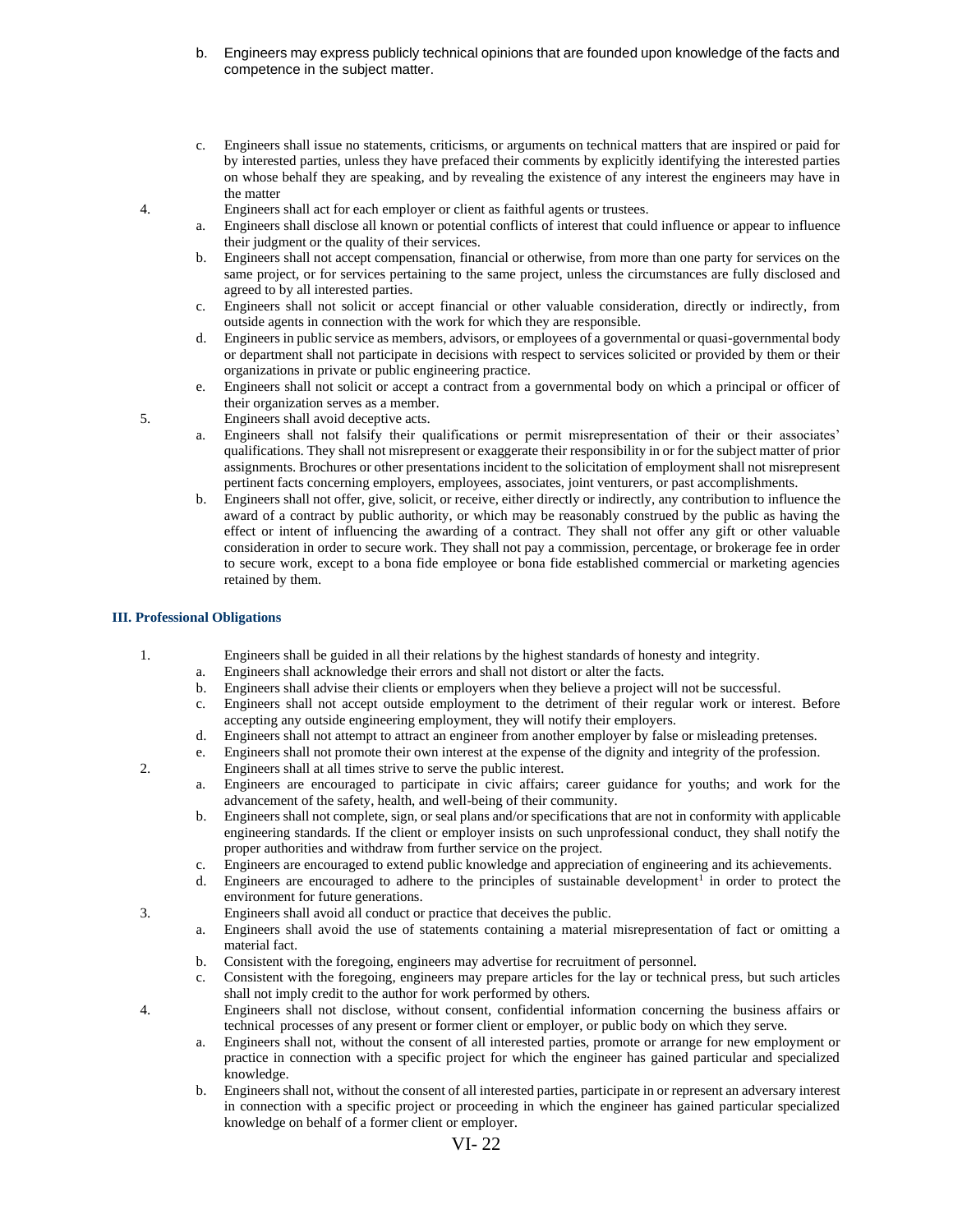b. Engineers may express publicly technical opinions that are founded upon knowledge of the facts and competence in the subject matter.

   c. Engineers shall issue no statements, criticisms, or arguments on technical matters that are inspired or paid for by interested parties, unless they have prefaced their comments by explicitly identifying the interested parties on whose behalf they are speaking, and by revealing the existence of any interest the engineers may have in the matter

4. Engineers shall act for each employer or client as faithful agents or trustees.
   a. Engineers shall disclose all known or potential conflicts of interest that could influence or appear to influence their judgment or the quality of their services.
   b. Engineers shall not accept compensation, financial or otherwise, from more than one party for services on the same project, or for services pertaining to the same project, unless the circumstances are fully disclosed and agreed to by all interested parties.
   c. Engineers shall not solicit or accept financial or other valuable consideration, directly or indirectly, from outside agents in connection with the work for which they are responsible.
   d. Engineers in public service as members, advisors, or employees of a governmental or quasi-governmental body or department shall not participate in decisions with respect to services solicited or provided by them or their organizations in private or public engineering practice.
   e. Engineers shall not solicit or accept a contract from a governmental body on which a principal or officer of their organization serves as a member.
5. Engineers shall avoid deceptive acts.
   a. Engineers shall not falsify their qualifications or permit misrepresentation of their or their associates' qualifications. They shall not misrepresent or exaggerate their responsibility in or for the subject matter of prior assignments. Brochures or other presentations incident to the solicitation of employment shall not misrepresent pertinent facts concerning employers, employees, associates, joint venturers, or past accomplishments.
   b. Engineers shall not offer, give, solicit, or receive, either directly or indirectly, any contribution to influence the award of a contract by public authority, or which may be reasonably construed by the public as having the effect or intent of influencing the awarding of a contract. They shall not offer any gift or other valuable consideration in order to secure work. They shall not pay a commission, percentage, or brokerage fee in order to secure work, except to a bona fide employee or bona fide established commercial or marketing agencies retained by them.

### III. Professional Obligations

1. Engineers shall be guided in all their relations by the highest standards of honesty and integrity.
   a. Engineers shall acknowledge their errors and shall not distort or alter the facts.
   b. Engineers shall advise their clients or employers when they believe a project will not be successful.
   c. Engineers shall not accept outside employment to the detriment of their regular work or interest. Before accepting any outside engineering employment, they will notify their employers.
   d. Engineers shall not attempt to attract an engineer from another employer by false or misleading pretenses.
   e. Engineers shall not promote their own interest at the expense of the dignity and integrity of the profession.
2. Engineers shall at all times strive to serve the public interest.
   a. Engineers are encouraged to participate in civic affairs; career guidance for youths; and work for the advancement of the safety, health, and well-being of their community.
   b. Engineers shall not complete, sign, or seal plans and/or specifications that are not in conformity with applicable engineering standards. If the client or employer insists on such unprofessional conduct, they shall notify the proper authorities and withdraw from further service on the project.
   c. Engineers are encouraged to extend public knowledge and appreciation of engineering and its achievements.
   d. Engineers are encouraged to adhere to the principles of sustainable development[1] in order to protect the environment for future generations.
3. Engineers shall avoid all conduct or practice that deceives the public.
   a. Engineers shall avoid the use of statements containing a material misrepresentation of fact or omitting a material fact.
   b. Consistent with the foregoing, engineers may advertise for recruitment of personnel.
   c. Consistent with the foregoing, engineers may prepare articles for the lay or technical press, but such articles shall not imply credit to the author for work performed by others.
4. Engineers shall not disclose, without consent, confidential information concerning the business affairs or technical processes of any present or former client or employer, or public body on which they serve.
   a. Engineers shall not, without the consent of all interested parties, promote or arrange for new employment or practice in connection with a specific project for which the engineer has gained particular and specialized knowledge.
   b. Engineers shall not, without the consent of all interested parties, participate in or represent an adversary interest in connection with a specific project or proceeding in which the engineer has gained particular specialized knowledge on behalf of a former client or employer.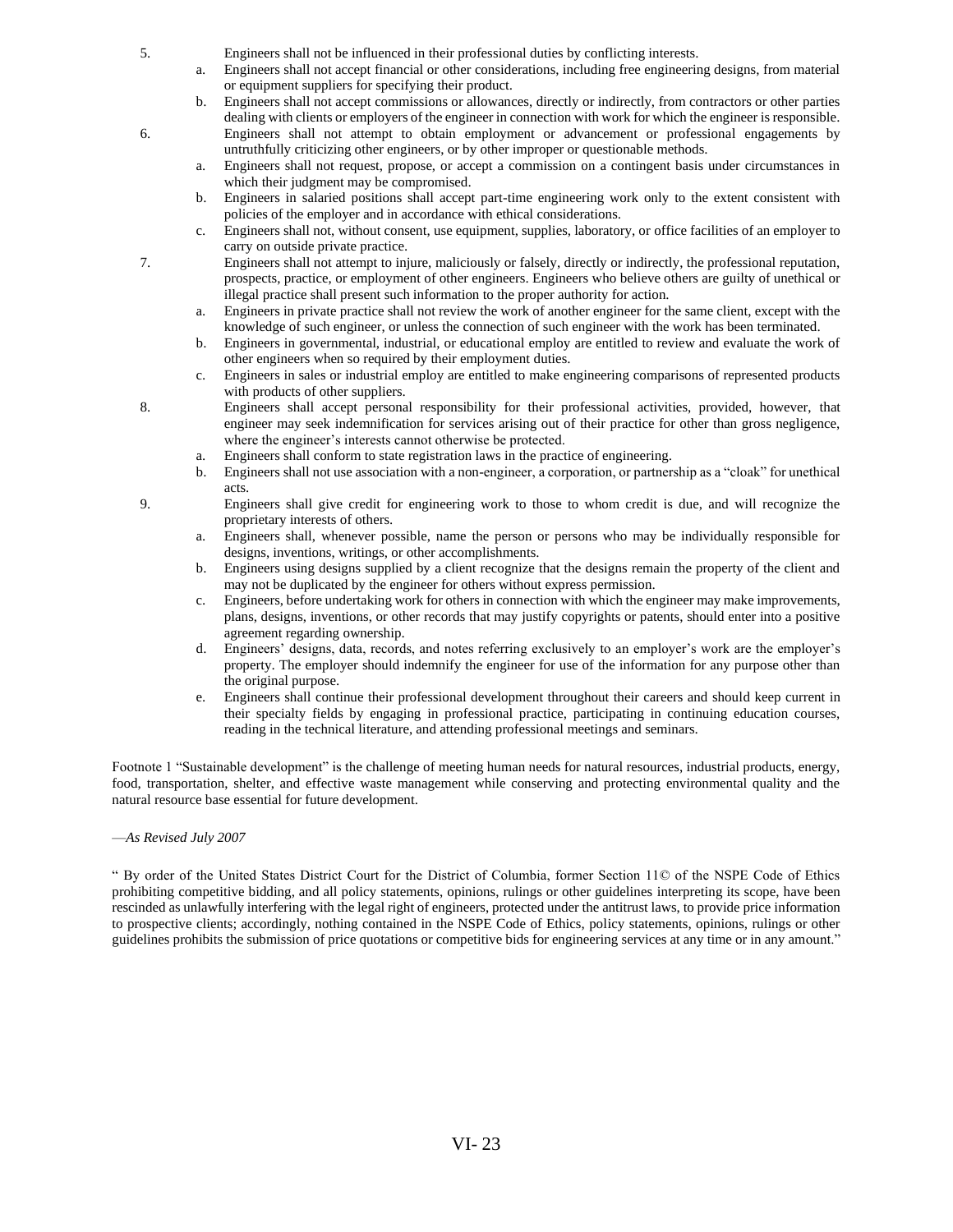5. Engineers shall not be influenced in their professional duties by conflicting interests.
   a. Engineers shall not accept financial or other considerations, including free engineering designs, from material or equipment suppliers for specifying their product.
   b. Engineers shall not accept commissions or allowances, directly or indirectly, from contractors or other parties dealing with clients or employers of the engineer in connection with work for which the engineer is responsible.
6. Engineers shall not attempt to obtain employment or advancement or professional engagements by untruthfully criticizing other engineers, or by other improper or questionable methods.
   a. Engineers shall not request, propose, or accept a commission on a contingent basis under circumstances in which their judgment may be compromised.
   b. Engineers in salaried positions shall accept part-time engineering work only to the extent consistent with policies of the employer and in accordance with ethical considerations.
   c. Engineers shall not, without consent, use equipment, supplies, laboratory, or office facilities of an employer to carry on outside private practice.
7. Engineers shall not attempt to injure, maliciously or falsely, directly or indirectly, the professional reputation, prospects, practice, or employment of other engineers. Engineers who believe others are guilty of unethical or illegal practice shall present such information to the proper authority for action.
   a. Engineers in private practice shall not review the work of another engineer for the same client, except with the knowledge of such engineer, or unless the connection of such engineer with the work has been terminated.
   b. Engineers in governmental, industrial, or educational employ are entitled to review and evaluate the work of other engineers when so required by their employment duties.
   c. Engineers in sales or industrial employ are entitled to make engineering comparisons of represented products with products of other suppliers.
8. Engineers shall accept personal responsibility for their professional activities, provided, however, that engineer may seek indemnification for services arising out of their practice for other than gross negligence, where the engineer's interests cannot otherwise be protected.
   a. Engineers shall conform to state registration laws in the practice of engineering.
   b. Engineers shall not use association with a non-engineer, a corporation, or partnership as a "cloak" for unethical acts.
9. Engineers shall give credit for engineering work to those to whom credit is due, and will recognize the proprietary interests of others.
   a. Engineers shall, whenever possible, name the person or persons who may be individually responsible for designs, inventions, writings, or other accomplishments.
   b. Engineers using designs supplied by a client recognize that the designs remain the property of the client and may not be duplicated by the engineer for others without express permission.
   c. Engineers, before undertaking work for others in connection with which the engineer may make improvements, plans, designs, inventions, or other records that may justify copyrights or patents, should enter into a positive agreement regarding ownership.
   d. Engineers' designs, data, records, and notes referring exclusively to an employer's work are the employer's property. The employer should indemnify the engineer for use of the information for any purpose other than the original purpose.
   e. Engineers shall continue their professional development throughout their careers and should keep current in their specialty fields by engaging in professional practice, participating in continuing education courses, reading in the technical literature, and attending professional meetings and seminars.

Footnote 1 "Sustainable development" is the challenge of meeting human needs for natural resources, industrial products, energy, food, transportation, shelter, and effective waste management while conserving and protecting environmental quality and the natural resource base essential for future development.

—*As Revised July 2007*

" By order of the United States District Court for the District of Columbia, former Section 11© of the NSPE Code of Ethics prohibiting competitive bidding, and all policy statements, opinions, rulings or other guidelines interpreting its scope, have been rescinded as unlawfully interfering with the legal right of engineers, protected under the antitrust laws, to provide price information to prospective clients; accordingly, nothing contained in the NSPE Code of Ethics, policy statements, opinions, rulings or other guidelines prohibits the submission of price quotations or competitive bids for engineering services at any time or in any amount."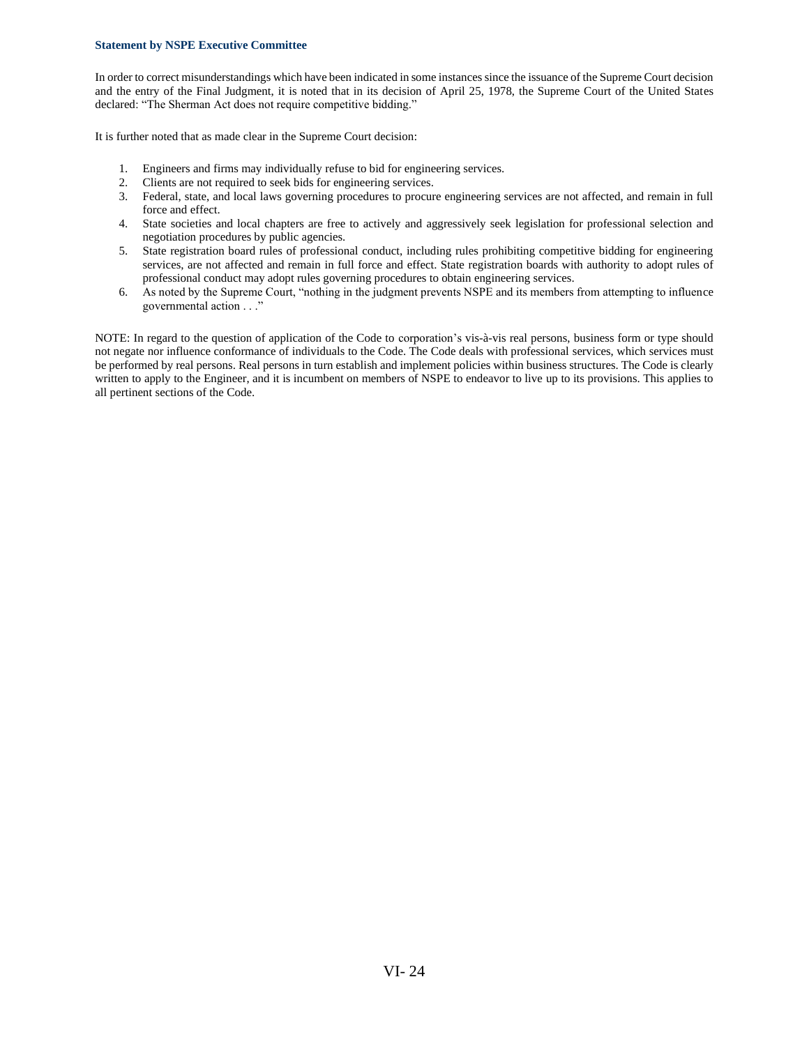**Statement by NSPE Executive Committee**

In order to correct misunderstandings which have been indicated in some instances since the issuance of the Supreme Court decision and the entry of the Final Judgment, it is noted that in its decision of April 25, 1978, the Supreme Court of the United States declared: "The Sherman Act does not require competitive bidding."

It is further noted that as made clear in the Supreme Court decision:

1. Engineers and firms may individually refuse to bid for engineering services.
2. Clients are not required to seek bids for engineering services.
3. Federal, state, and local laws governing procedures to procure engineering services are not affected, and remain in full force and effect.
4. State societies and local chapters are free to actively and aggressively seek legislation for professional selection and negotiation procedures by public agencies.
5. State registration board rules of professional conduct, including rules prohibiting competitive bidding for engineering services, are not affected and remain in full force and effect. State registration boards with authority to adopt rules of professional conduct may adopt rules governing procedures to obtain engineering services.
6. As noted by the Supreme Court, "nothing in the judgment prevents NSPE and its members from attempting to influence governmental action . . ."

NOTE: In regard to the question of application of the Code to corporation's vis-à-vis real persons, business form or type should not negate nor influence conformance of individuals to the Code. The Code deals with professional services, which services must be performed by real persons. Real persons in turn establish and implement policies within business structures. The Code is clearly written to apply to the Engineer, and it is incumbent on members of NSPE to endeavor to live up to its provisions. This applies to all pertinent sections of the Code.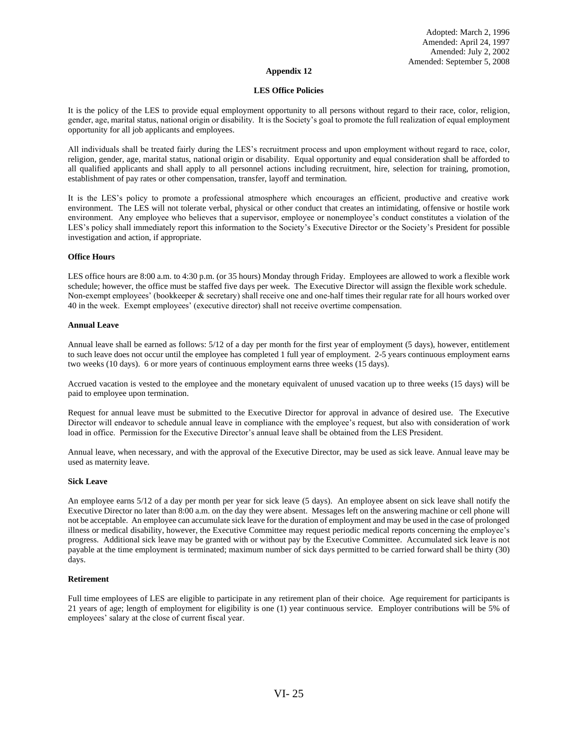Adopted: March 2, 1996
Amended: April 24, 1997
Amended: July 2, 2002
Amended: September 5, 2008

## Appendix 12

### LES Office Policies

It is the policy of the LES to provide equal employment opportunity to all persons without regard to their race, color, religion, gender, age, marital status, national origin or disability. It is the Society's goal to promote the full realization of equal employment opportunity for all job applicants and employees.

All individuals shall be treated fairly during the LES's recruitment process and upon employment without regard to race, color, religion, gender, age, marital status, national origin or disability. Equal opportunity and equal consideration shall be afforded to all qualified applicants and shall apply to all personnel actions including recruitment, hire, selection for training, promotion, establishment of pay rates or other compensation, transfer, layoff and termination.

It is the LES's policy to promote a professional atmosphere which encourages an efficient, productive and creative work environment. The LES will not tolerate verbal, physical or other conduct that creates an intimidating, offensive or hostile work environment. Any employee who believes that a supervisor, employee or nonemployee's conduct constitutes a violation of the LES's policy shall immediately report this information to the Society's Executive Director or the Society's President for possible investigation and action, if appropriate.

**Office Hours**

LES office hours are 8:00 a.m. to 4:30 p.m. (or 35 hours) Monday through Friday. Employees are allowed to work a flexible work schedule; however, the office must be staffed five days per week. The Executive Director will assign the flexible work schedule. Non-exempt employees' (bookkeeper & secretary) shall receive one and one-half times their regular rate for all hours worked over 40 in the week. Exempt employees' (executive director) shall not receive overtime compensation.

**Annual Leave**

Annual leave shall be earned as follows: 5/12 of a day per month for the first year of employment (5 days), however, entitlement to such leave does not occur until the employee has completed 1 full year of employment. 2-5 years continuous employment earns two weeks (10 days). 6 or more years of continuous employment earns three weeks (15 days).

Accrued vacation is vested to the employee and the monetary equivalent of unused vacation up to three weeks (15 days) will be paid to employee upon termination.

Request for annual leave must be submitted to the Executive Director for approval in advance of desired use. The Executive Director will endeavor to schedule annual leave in compliance with the employee's request, but also with consideration of work load in office. Permission for the Executive Director's annual leave shall be obtained from the LES President.

Annual leave, when necessary, and with the approval of the Executive Director, may be used as sick leave. Annual leave may be used as maternity leave.

**Sick Leave**

An employee earns 5/12 of a day per month per year for sick leave (5 days). An employee absent on sick leave shall notify the Executive Director no later than 8:00 a.m. on the day they were absent. Messages left on the answering machine or cell phone will not be acceptable. An employee can accumulate sick leave for the duration of employment and may be used in the case of prolonged illness or medical disability, however, the Executive Committee may request periodic medical reports concerning the employee's progress. Additional sick leave may be granted with or without pay by the Executive Committee. Accumulated sick leave is not payable at the time employment is terminated; maximum number of sick days permitted to be carried forward shall be thirty (30) days.

**Retirement**

Full time employees of LES are eligible to participate in any retirement plan of their choice. Age requirement for participants is 21 years of age; length of employment for eligibility is one (1) year continuous service. Employer contributions will be 5% of employees' salary at the close of current fiscal year.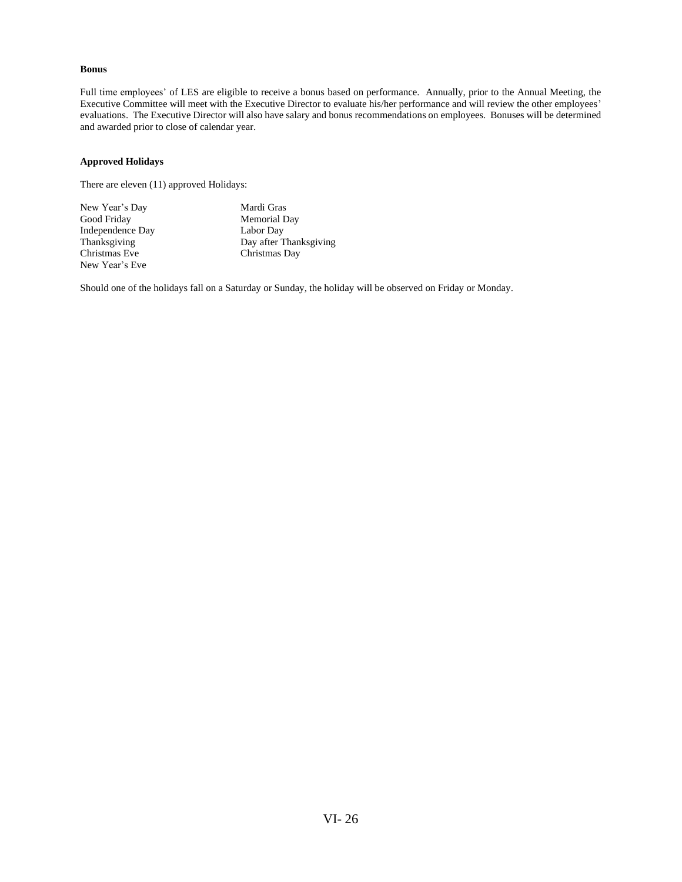**Bonus**

Full time employees' of LES are eligible to receive a bonus based on performance. Annually, prior to the Annual Meeting, the Executive Committee will meet with the Executive Director to evaluate his/her performance and will review the other employees' evaluations. The Executive Director will also have salary and bonus recommendations on employees. Bonuses will be determined and awarded prior to close of calendar year.

**Approved Holidays**

There are eleven (11) approved Holidays:

| | |
|---|---|
| New Year's Day | Mardi Gras |
| Good Friday | Memorial Day |
| Independence Day | Labor Day |
| Thanksgiving | Day after Thanksgiving |
| Christmas Eve | Christmas Day |
| New Year's Eve | |

Should one of the holidays fall on a Saturday or Sunday, the holiday will be observed on Friday or Monday.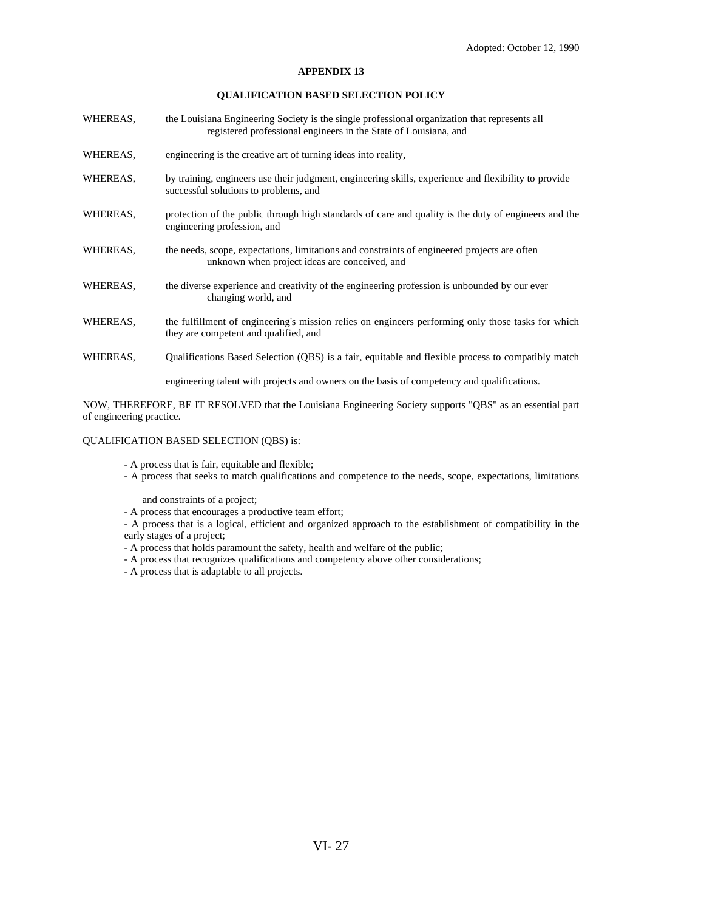Adopted: October 12, 1990

# APPENDIX 13

## QUALIFICATION BASED SELECTION POLICY

WHEREAS, the Louisiana Engineering Society is the single professional organization that represents all registered professional engineers in the State of Louisiana, and

WHEREAS, engineering is the creative art of turning ideas into reality,

WHEREAS, by training, engineers use their judgment, engineering skills, experience and flexibility to provide successful solutions to problems, and

WHEREAS, protection of the public through high standards of care and quality is the duty of engineers and the engineering profession, and

WHEREAS, the needs, scope, expectations, limitations and constraints of engineered projects are often unknown when project ideas are conceived, and

WHEREAS, the diverse experience and creativity of the engineering profession is unbounded by our ever changing world, and

WHEREAS, the fulfillment of engineering's mission relies on engineers performing only those tasks for which they are competent and qualified, and

WHEREAS, Qualifications Based Selection (QBS) is a fair, equitable and flexible process to compatibly match engineering talent with projects and owners on the basis of competency and qualifications.

NOW, THEREFORE, BE IT RESOLVED that the Louisiana Engineering Society supports "QBS" as an essential part of engineering practice.

QUALIFICATION BASED SELECTION (QBS) is:

- A process that is fair, equitable and flexible;
- A process that seeks to match qualifications and competence to the needs, scope, expectations, limitations and constraints of a project;
- A process that encourages a productive team effort;
- A process that is a logical, efficient and organized approach to the establishment of compatibility in the early stages of a project;
- A process that holds paramount the safety, health and welfare of the public;
- A process that recognizes qualifications and competency above other considerations;
- A process that is adaptable to all projects.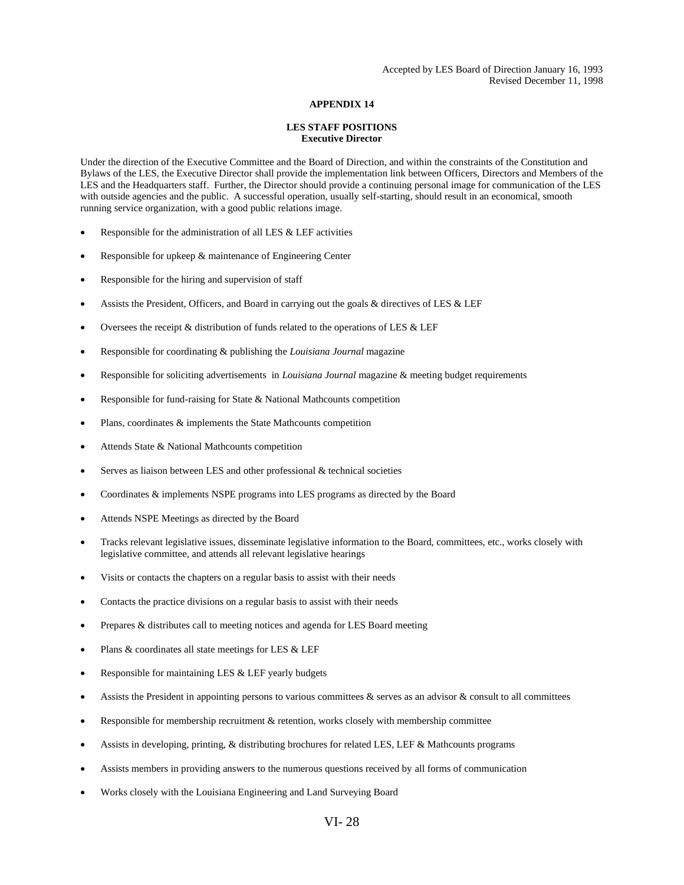Accepted by LES Board of Direction January 16, 1993
Revised December 11, 1998

# APPENDIX 14

## LES STAFF POSITIONS
### Executive Director

Under the direction of the Executive Committee and the Board of Direction, and within the constraints of the Constitution and Bylaws of the LES, the Executive Director shall provide the implementation link between Officers, Directors and Members of the LES and the Headquarters staff. Further, the Director should provide a continuing personal image for communication of the LES with outside agencies and the public. A successful operation, usually self-starting, should result in an economical, smooth running service organization, with a good public relations image.

- Responsible for the administration of all LES & LEF activities
- Responsible for upkeep & maintenance of Engineering Center
- Responsible for the hiring and supervision of staff
- Assists the President, Officers, and Board in carrying out the goals & directives of LES & LEF
- Oversees the receipt & distribution of funds related to the operations of LES & LEF
- Responsible for coordinating & publishing the *Louisiana Journal* magazine
- Responsible for soliciting advertisements in *Louisiana Journal* magazine & meeting budget requirements
- Responsible for fund-raising for State & National Mathcounts competition
- Plans, coordinates & implements the State Mathcounts competition
- Attends State & National Mathcounts competition
- Serves as liaison between LES and other professional & technical societies
- Coordinates & implements NSPE programs into LES programs as directed by the Board
- Attends NSPE Meetings as directed by the Board
- Tracks relevant legislative issues, disseminate legislative information to the Board, committees, etc., works closely with legislative committee, and attends all relevant legislative hearings
- Visits or contacts the chapters on a regular basis to assist with their needs
- Contacts the practice divisions on a regular basis to assist with their needs
- Prepares & distributes call to meeting notices and agenda for LES Board meeting
- Plans & coordinates all state meetings for LES & LEF
- Responsible for maintaining LES & LEF yearly budgets
- Assists the President in appointing persons to various committees & serves as an advisor & consult to all committees
- Responsible for membership recruitment & retention, works closely with membership committee
- Assists in developing, printing, & distributing brochures for related LES, LEF & Mathcounts programs
- Assists members in providing answers to the numerous questions received by all forms of communication
- Works closely with the Louisiana Engineering and Land Surveying Board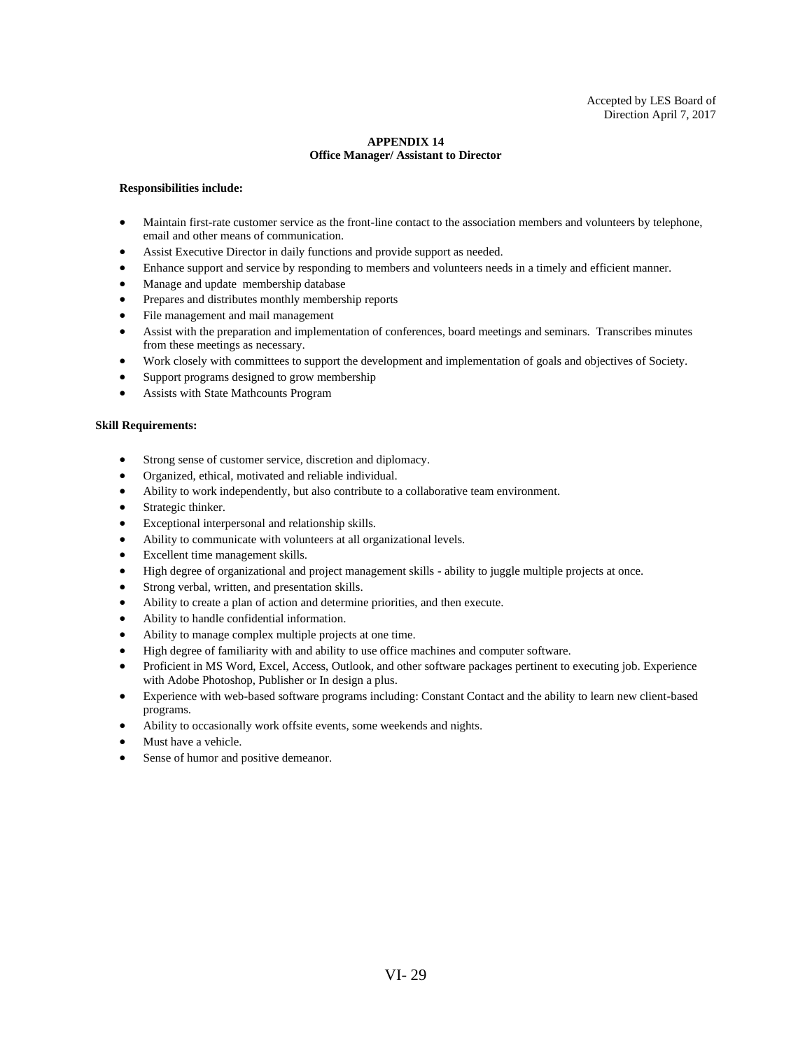Accepted by LES Board of Direction April 7, 2017

## APPENDIX 14
### Office Manager/ Assistant to Director

**Responsibilities include:**

- Maintain first-rate customer service as the front-line contact to the association members and volunteers by telephone, email and other means of communication.
- Assist Executive Director in daily functions and provide support as needed.
- Enhance support and service by responding to members and volunteers needs in a timely and efficient manner.
- Manage and update membership database
- Prepares and distributes monthly membership reports
- File management and mail management
- Assist with the preparation and implementation of conferences, board meetings and seminars. Transcribes minutes from these meetings as necessary.
- Work closely with committees to support the development and implementation of goals and objectives of Society.
- Support programs designed to grow membership
- Assists with State Mathcounts Program

**Skill Requirements:**

- Strong sense of customer service, discretion and diplomacy.
- Organized, ethical, motivated and reliable individual.
- Ability to work independently, but also contribute to a collaborative team environment.
- Strategic thinker.
- Exceptional interpersonal and relationship skills.
- Ability to communicate with volunteers at all organizational levels.
- Excellent time management skills.
- High degree of organizational and project management skills - ability to juggle multiple projects at once.
- Strong verbal, written, and presentation skills.
- Ability to create a plan of action and determine priorities, and then execute.
- Ability to handle confidential information.
- Ability to manage complex multiple projects at one time.
- High degree of familiarity with and ability to use office machines and computer software.
- Proficient in MS Word, Excel, Access, Outlook, and other software packages pertinent to executing job. Experience with Adobe Photoshop, Publisher or In design a plus.
- Experience with web-based software programs including: Constant Contact and the ability to learn new client-based programs.
- Ability to occasionally work offsite events, some weekends and nights.
- Must have a vehicle.
- Sense of humor and positive demeanor.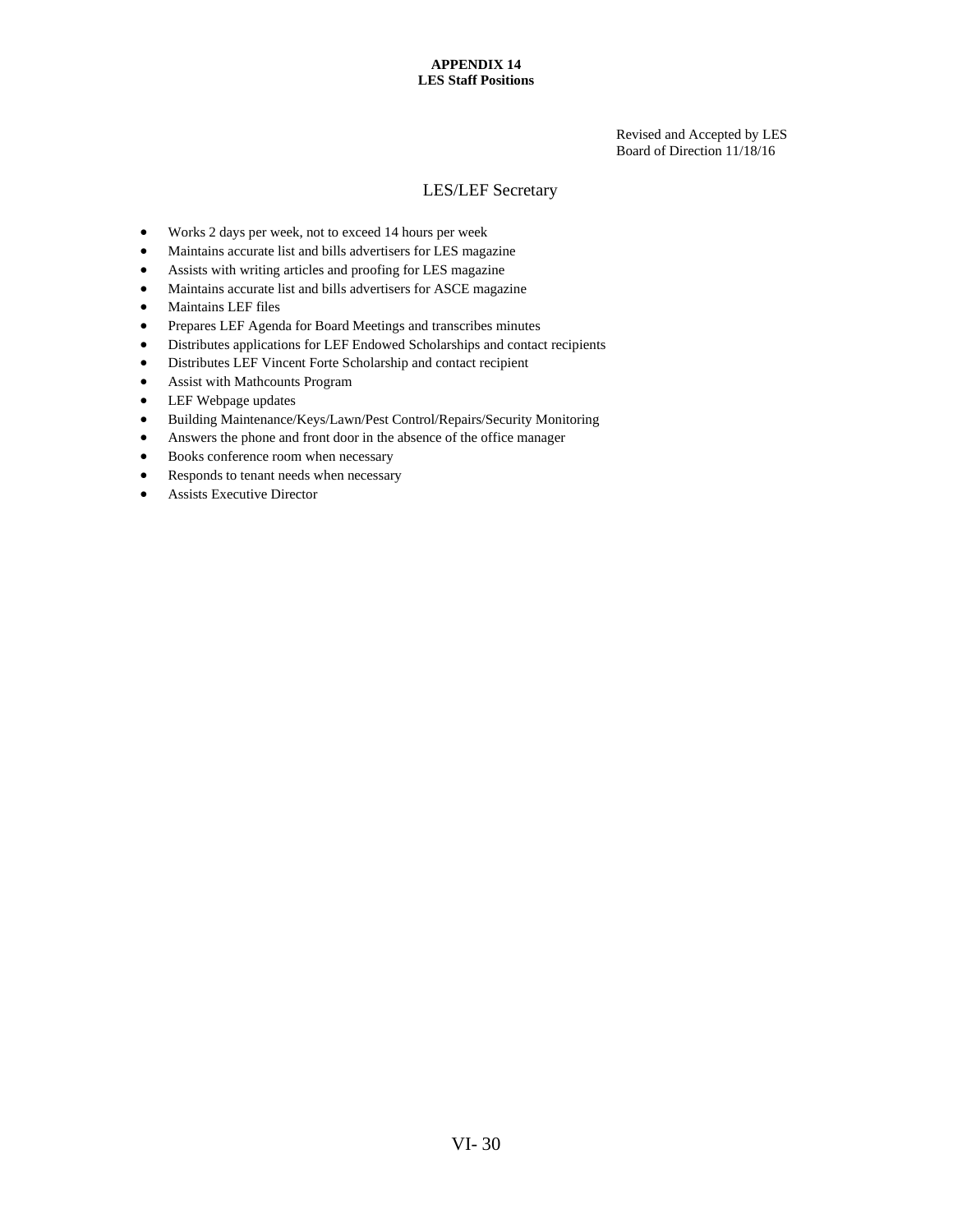**APPENDIX 14**
**LES Staff Positions**

Revised and Accepted by LES
Board of Direction 11/18/16

## LES/LEF Secretary

- Works 2 days per week, not to exceed 14 hours per week
- Maintains accurate list and bills advertisers for LES magazine
- Assists with writing articles and proofing for LES magazine
- Maintains accurate list and bills advertisers for ASCE magazine
- Maintains LEF files
- Prepares LEF Agenda for Board Meetings and transcribes minutes
- Distributes applications for LEF Endowed Scholarships and contact recipients
- Distributes LEF Vincent Forte Scholarship and contact recipient
- Assist with Mathcounts Program
- LEF Webpage updates
- Building Maintenance/Keys/Lawn/Pest Control/Repairs/Security Monitoring
- Answers the phone and front door in the absence of the office manager
- Books conference room when necessary
- Responds to tenant needs when necessary
- Assists Executive Director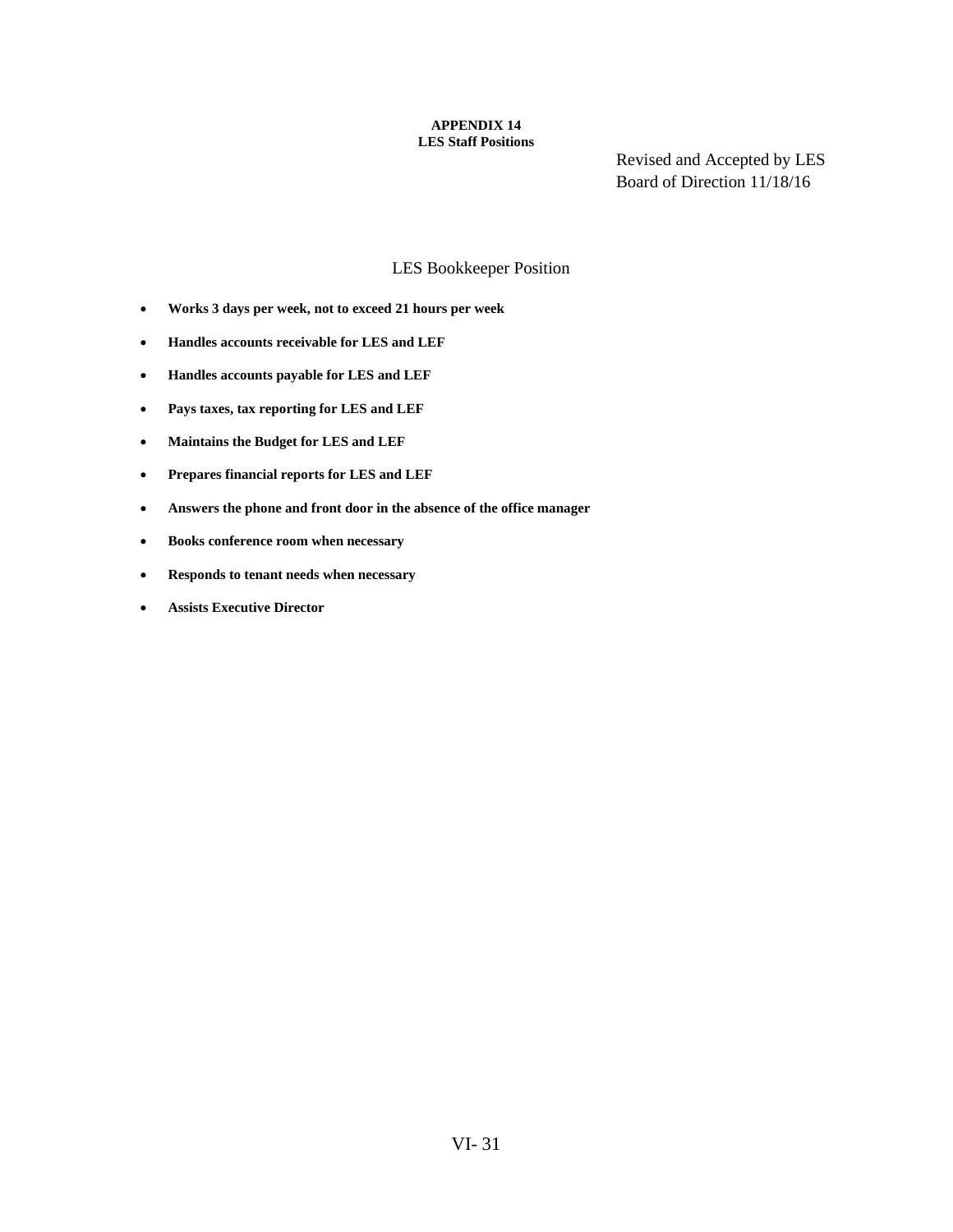**APPENDIX 14**
**LES Staff Positions**

Revised and Accepted by LES
Board of Direction 11/18/16

## LES Bookkeeper Position

- **Works 3 days per week, not to exceed 21 hours per week**
- **Handles accounts receivable for LES and LEF**
- **Handles accounts payable for LES and LEF**
- **Pays taxes, tax reporting for LES and LEF**
- **Maintains the Budget for LES and LEF**
- **Prepares financial reports for LES and LEF**
- **Answers the phone and front door in the absence of the office manager**
- **Books conference room when necessary**
- **Responds to tenant needs when necessary**
- **Assists Executive Director**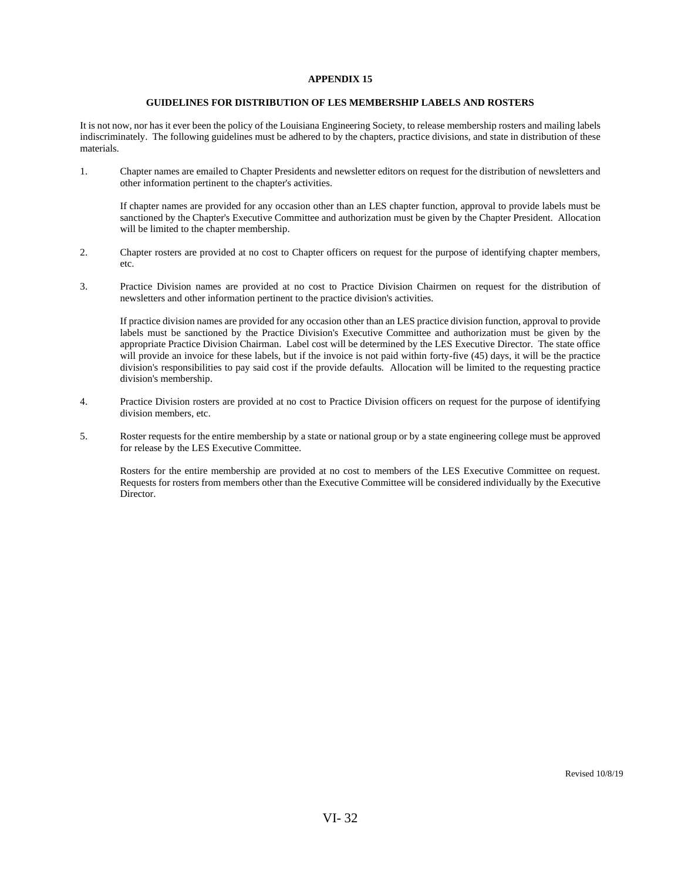# APPENDIX 15

## GUIDELINES FOR DISTRIBUTION OF LES MEMBERSHIP LABELS AND ROSTERS

It is not now, nor has it ever been the policy of the Louisiana Engineering Society, to release membership rosters and mailing labels indiscriminately. The following guidelines must be adhered to by the chapters, practice divisions, and state in distribution of these materials.

1. Chapter names are emailed to Chapter Presidents and newsletter editors on request for the distribution of newsletters and other information pertinent to the chapter's activities.

   If chapter names are provided for any occasion other than an LES chapter function, approval to provide labels must be sanctioned by the Chapter's Executive Committee and authorization must be given by the Chapter President. Allocation will be limited to the chapter membership.

2. Chapter rosters are provided at no cost to Chapter officers on request for the purpose of identifying chapter members, etc.

3. Practice Division names are provided at no cost to Practice Division Chairmen on request for the distribution of newsletters and other information pertinent to the practice division's activities.

   If practice division names are provided for any occasion other than an LES practice division function, approval to provide labels must be sanctioned by the Practice Division's Executive Committee and authorization must be given by the appropriate Practice Division Chairman. Label cost will be determined by the LES Executive Director. The state office will provide an invoice for these labels, but if the invoice is not paid within forty-five (45) days, it will be the practice division's responsibilities to pay said cost if the provide defaults. Allocation will be limited to the requesting practice division's membership.

4. Practice Division rosters are provided at no cost to Practice Division officers on request for the purpose of identifying division members, etc.

5. Roster requests for the entire membership by a state or national group or by a state engineering college must be approved for release by the LES Executive Committee.

   Rosters for the entire membership are provided at no cost to members of the LES Executive Committee on request. Requests for rosters from members other than the Executive Committee will be considered individually by the Executive Director.

Revised 10/8/19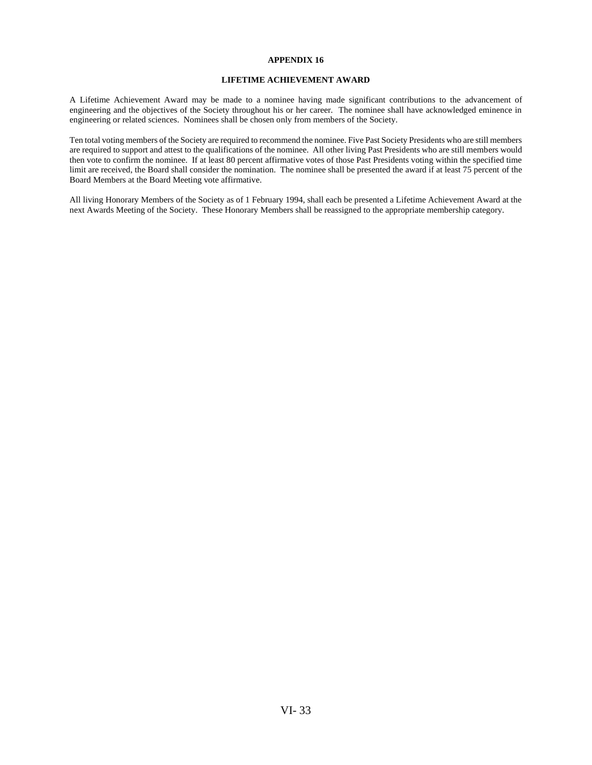# APPENDIX 16

## LIFETIME ACHIEVEMENT AWARD

A Lifetime Achievement Award may be made to a nominee having made significant contributions to the advancement of engineering and the objectives of the Society throughout his or her career. The nominee shall have acknowledged eminence in engineering or related sciences. Nominees shall be chosen only from members of the Society.

Ten total voting members of the Society are required to recommend the nominee. Five Past Society Presidents who are still members are required to support and attest to the qualifications of the nominee. All other living Past Presidents who are still members would then vote to confirm the nominee. If at least 80 percent affirmative votes of those Past Presidents voting within the specified time limit are received, the Board shall consider the nomination. The nominee shall be presented the award if at least 75 percent of the Board Members at the Board Meeting vote affirmative.

All living Honorary Members of the Society as of 1 February 1994, shall each be presented a Lifetime Achievement Award at the next Awards Meeting of the Society. These Honorary Members shall be reassigned to the appropriate membership category.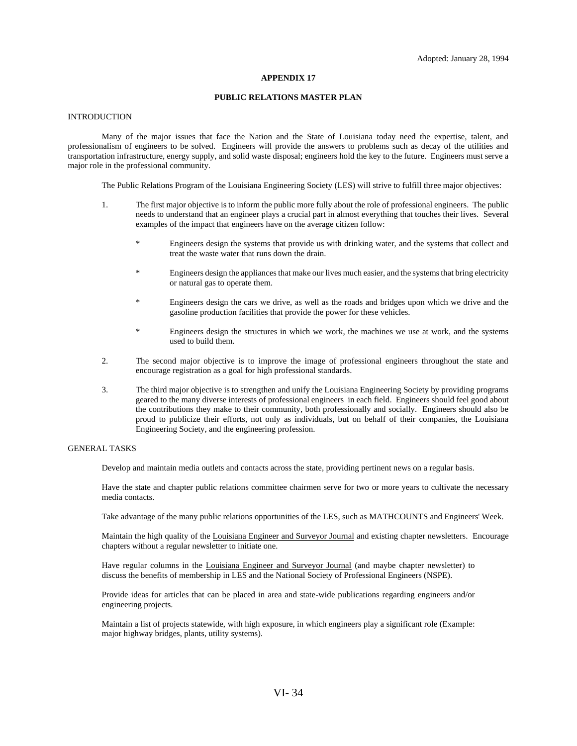Adopted: January 28, 1994

# APPENDIX 17

## PUBLIC RELATIONS MASTER PLAN

### INTRODUCTION

Many of the major issues that face the Nation and the State of Louisiana today need the expertise, talent, and professionalism of engineers to be solved. Engineers will provide the answers to problems such as decay of the utilities and transportation infrastructure, energy supply, and solid waste disposal; engineers hold the key to the future. Engineers must serve a major role in the professional community.

The Public Relations Program of the Louisiana Engineering Society (LES) will strive to fulfill three major objectives:

1. The first major objective is to inform the public more fully about the role of professional engineers. The public needs to understand that an engineer plays a crucial part in almost everything that touches their lives. Several examples of the impact that engineers have on the average citizen follow:

   * Engineers design the systems that provide us with drinking water, and the systems that collect and treat the waste water that runs down the drain.

   * Engineers design the appliances that make our lives much easier, and the systems that bring electricity or natural gas to operate them.

   * Engineers design the cars we drive, as well as the roads and bridges upon which we drive and the gasoline production facilities that provide the power for these vehicles.

   * Engineers design the structures in which we work, the machines we use at work, and the systems used to build them.

2. The second major objective is to improve the image of professional engineers throughout the state and encourage registration as a goal for high professional standards.

3. The third major objective is to strengthen and unify the Louisiana Engineering Society by providing programs geared to the many diverse interests of professional engineers in each field. Engineers should feel good about the contributions they make to their community, both professionally and socially. Engineers should also be proud to publicize their efforts, not only as individuals, but on behalf of their companies, the Louisiana Engineering Society, and the engineering profession.

### GENERAL TASKS

Develop and maintain media outlets and contacts across the state, providing pertinent news on a regular basis.

Have the state and chapter public relations committee chairmen serve for two or more years to cultivate the necessary media contacts.

Take advantage of the many public relations opportunities of the LES, such as MATHCOUNTS and Engineers' Week.

Maintain the high quality of the Louisiana Engineer and Surveyor Journal and existing chapter newsletters. Encourage chapters without a regular newsletter to initiate one.

Have regular columns in the Louisiana Engineer and Surveyor Journal (and maybe chapter newsletter) to discuss the benefits of membership in LES and the National Society of Professional Engineers (NSPE).

Provide ideas for articles that can be placed in area and state-wide publications regarding engineers and/or engineering projects.

Maintain a list of projects statewide, with high exposure, in which engineers play a significant role (Example: major highway bridges, plants, utility systems).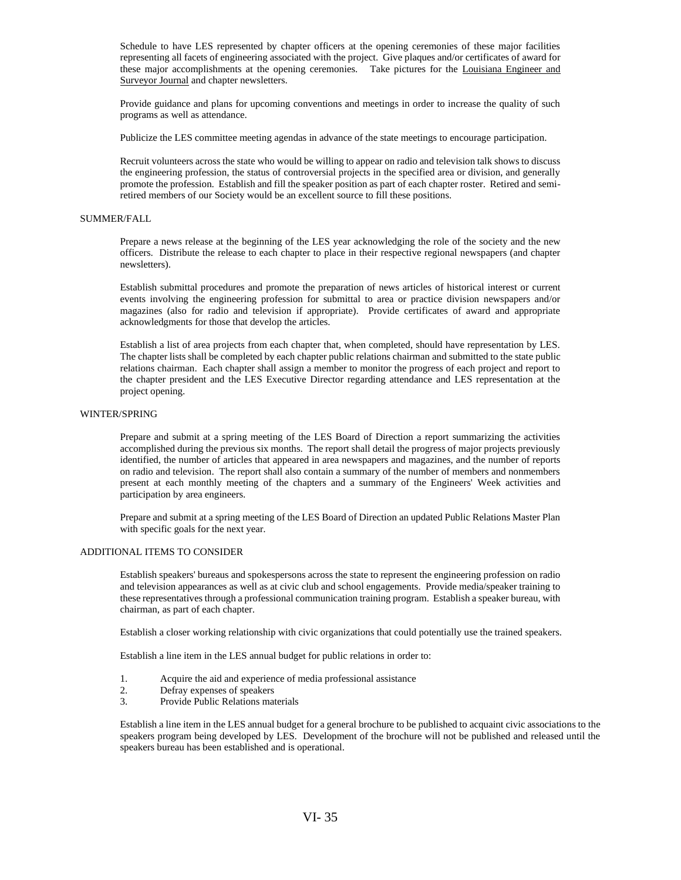Schedule to have LES represented by chapter officers at the opening ceremonies of these major facilities representing all facets of engineering associated with the project. Give plaques and/or certificates of award for these major accomplishments at the opening ceremonies. Take pictures for the Louisiana Engineer and Surveyor Journal and chapter newsletters.

Provide guidance and plans for upcoming conventions and meetings in order to increase the quality of such programs as well as attendance.

Publicize the LES committee meeting agendas in advance of the state meetings to encourage participation.

Recruit volunteers across the state who would be willing to appear on radio and television talk shows to discuss the engineering profession, the status of controversial projects in the specified area or division, and generally promote the profession. Establish and fill the speaker position as part of each chapter roster. Retired and semi-retired members of our Society would be an excellent source to fill these positions.

SUMMER/FALL

Prepare a news release at the beginning of the LES year acknowledging the role of the society and the new officers. Distribute the release to each chapter to place in their respective regional newspapers (and chapter newsletters).

Establish submittal procedures and promote the preparation of news articles of historical interest or current events involving the engineering profession for submittal to area or practice division newspapers and/or magazines (also for radio and television if appropriate). Provide certificates of award and appropriate acknowledgments for those that develop the articles.

Establish a list of area projects from each chapter that, when completed, should have representation by LES. The chapter lists shall be completed by each chapter public relations chairman and submitted to the state public relations chairman. Each chapter shall assign a member to monitor the progress of each project and report to the chapter president and the LES Executive Director regarding attendance and LES representation at the project opening.

WINTER/SPRING

Prepare and submit at a spring meeting of the LES Board of Direction a report summarizing the activities accomplished during the previous six months. The report shall detail the progress of major projects previously identified, the number of articles that appeared in area newspapers and magazines, and the number of reports on radio and television. The report shall also contain a summary of the number of members and nonmembers present at each monthly meeting of the chapters and a summary of the Engineers' Week activities and participation by area engineers.

Prepare and submit at a spring meeting of the LES Board of Direction an updated Public Relations Master Plan with specific goals for the next year.

ADDITIONAL ITEMS TO CONSIDER

Establish speakers' bureaus and spokespersons across the state to represent the engineering profession on radio and television appearances as well as at civic club and school engagements. Provide media/speaker training to these representatives through a professional communication training program. Establish a speaker bureau, with chairman, as part of each chapter.

Establish a closer working relationship with civic organizations that could potentially use the trained speakers.

Establish a line item in the LES annual budget for public relations in order to:

1. Acquire the aid and experience of media professional assistance
2. Defray expenses of speakers
3. Provide Public Relations materials

Establish a line item in the LES annual budget for a general brochure to be published to acquaint civic associations to the speakers program being developed by LES. Development of the brochure will not be published and released until the speakers bureau has been established and is operational.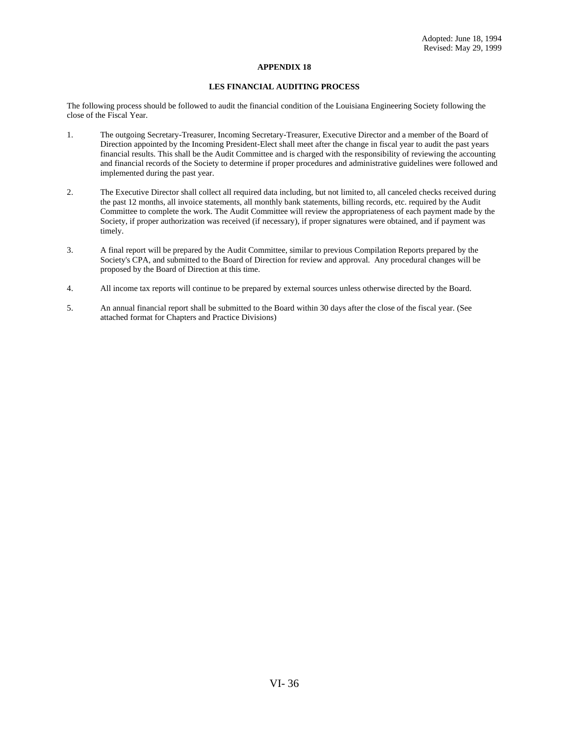Adopted: June 18, 1994
Revised: May 29, 1999

# APPENDIX 18

## LES FINANCIAL AUDITING PROCESS

The following process should be followed to audit the financial condition of the Louisiana Engineering Society following the close of the Fiscal Year.

1. The outgoing Secretary-Treasurer, Incoming Secretary-Treasurer, Executive Director and a member of the Board of Direction appointed by the Incoming President-Elect shall meet after the change in fiscal year to audit the past years financial results. This shall be the Audit Committee and is charged with the responsibility of reviewing the accounting and financial records of the Society to determine if proper procedures and administrative guidelines were followed and implemented during the past year.

2. The Executive Director shall collect all required data including, but not limited to, all canceled checks received during the past 12 months, all invoice statements, all monthly bank statements, billing records, etc. required by the Audit Committee to complete the work. The Audit Committee will review the appropriateness of each payment made by the Society, if proper authorization was received (if necessary), if proper signatures were obtained, and if payment was timely.

3. A final report will be prepared by the Audit Committee, similar to previous Compilation Reports prepared by the Society's CPA, and submitted to the Board of Direction for review and approval. Any procedural changes will be proposed by the Board of Direction at this time.

4. All income tax reports will continue to be prepared by external sources unless otherwise directed by the Board.

5. An annual financial report shall be submitted to the Board within 30 days after the close of the fiscal year. (See attached format for Chapters and Practice Divisions)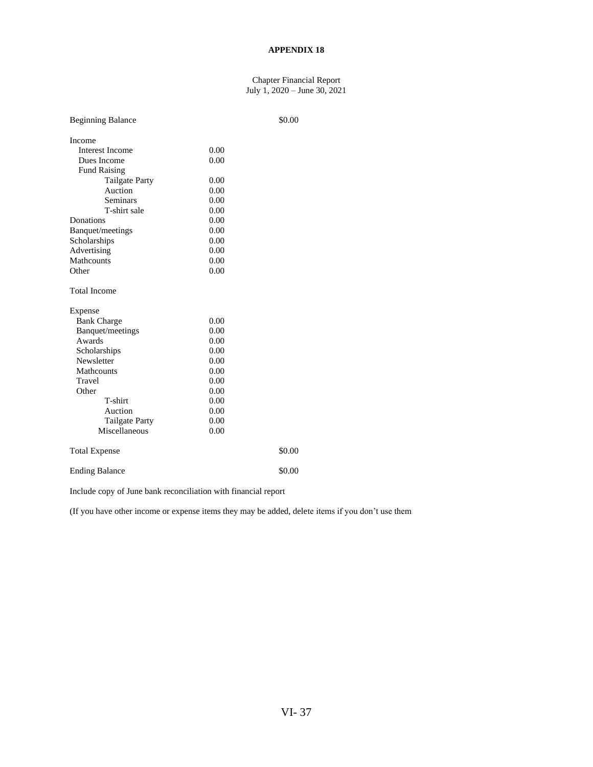# APPENDIX 18

Chapter Financial Report
July 1, 2020 – June 30, 2021

| | | |
|---|---|---|
| Beginning Balance | | $0.00 |
| | | |
| Income | | |
| Interest Income | 0.00 | |
| Dues Income | 0.00 | |
| Fund Raising | | |
| Tailgate Party | 0.00 | |
| Auction | 0.00 | |
| Seminars | 0.00 | |
| T-shirt sale | 0.00 | |
| Donations | 0.00 | |
| Banquet/meetings | 0.00 | |
| Scholarships | 0.00 | |
| Advertising | 0.00 | |
| Mathcounts | 0.00 | |
| Other | 0.00 | |
| | | |
| Total Income | | |
| | | |
| Expense | | |
| Bank Charge | 0.00 | |
| Banquet/meetings | 0.00 | |
| Awards | 0.00 | |
| Scholarships | 0.00 | |
| Newsletter | 0.00 | |
| Mathcounts | 0.00 | |
| Travel | 0.00 | |
| Other | 0.00 | |
| T-shirt | 0.00 | |
| Auction | 0.00 | |
| Tailgate Party | 0.00 | |
| Miscellaneous | 0.00 | |
| | | |
| Total Expense | | $0.00 |
| | | |
| Ending Balance | | $0.00 |

Include copy of June bank reconciliation with financial report

(If you have other income or expense items they may be added, delete items if you don't use them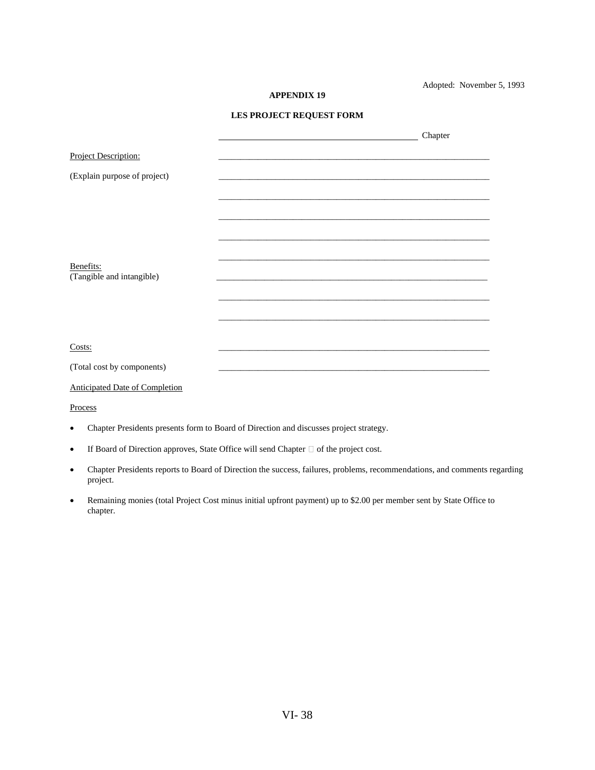Adopted: November 5, 1993

**APPENDIX 19**

**LES PROJECT REQUEST FORM**

\_\_\_\_\_\_\_\_\_\_\_\_\_\_\_\_\_\_\_\_\_\_\_\_\_\_\_\_\_\_\_\_\_\_\_\_\_\_\_\_ Chapter

Project Description: \_\_\_\_\_\_\_\_\_\_\_\_\_\_\_\_\_\_\_\_\_\_\_\_\_\_\_\_\_\_\_\_\_\_\_\_\_\_\_\_\_\_\_\_\_\_\_\_\_\_\_\_\_\_\_\_\_\_\_\_\_\_

(Explain purpose of project) \_\_\_\_\_\_\_\_\_\_\_\_\_\_\_\_\_\_\_\_\_\_\_\_\_\_\_\_\_\_\_\_\_\_\_\_\_\_\_\_\_\_\_\_\_\_\_\_\_\_\_\_\_\_\_\_\_\_\_\_\_\_

\_\_\_\_\_\_\_\_\_\_\_\_\_\_\_\_\_\_\_\_\_\_\_\_\_\_\_\_\_\_\_\_\_\_\_\_\_\_\_\_\_\_\_\_\_\_\_\_\_\_\_\_\_\_\_\_\_\_\_\_\_\_

\_\_\_\_\_\_\_\_\_\_\_\_\_\_\_\_\_\_\_\_\_\_\_\_\_\_\_\_\_\_\_\_\_\_\_\_\_\_\_\_\_\_\_\_\_\_\_\_\_\_\_\_\_\_\_\_\_\_\_\_\_\_

\_\_\_\_\_\_\_\_\_\_\_\_\_\_\_\_\_\_\_\_\_\_\_\_\_\_\_\_\_\_\_\_\_\_\_\_\_\_\_\_\_\_\_\_\_\_\_\_\_\_\_\_\_\_\_\_\_\_\_\_\_\_

\_\_\_\_\_\_\_\_\_\_\_\_\_\_\_\_\_\_\_\_\_\_\_\_\_\_\_\_\_\_\_\_\_\_\_\_\_\_\_\_\_\_\_\_\_\_\_\_\_\_\_\_\_\_\_\_\_\_\_\_\_\_

Benefits:
(Tangible and intangible) \_\_\_\_\_\_\_\_\_\_\_\_\_\_\_\_\_\_\_\_\_\_\_\_\_\_\_\_\_\_\_\_\_\_\_\_\_\_\_\_\_\_\_\_\_\_\_\_\_\_\_\_\_\_\_\_\_\_\_\_\_\_

\_\_\_\_\_\_\_\_\_\_\_\_\_\_\_\_\_\_\_\_\_\_\_\_\_\_\_\_\_\_\_\_\_\_\_\_\_\_\_\_\_\_\_\_\_\_\_\_\_\_\_\_\_\_\_\_\_\_\_\_\_\_

\_\_\_\_\_\_\_\_\_\_\_\_\_\_\_\_\_\_\_\_\_\_\_\_\_\_\_\_\_\_\_\_\_\_\_\_\_\_\_\_\_\_\_\_\_\_\_\_\_\_\_\_\_\_\_\_\_\_\_\_\_\_

Costs: \_\_\_\_\_\_\_\_\_\_\_\_\_\_\_\_\_\_\_\_\_\_\_\_\_\_\_\_\_\_\_\_\_\_\_\_\_\_\_\_\_\_\_\_\_\_\_\_\_\_\_\_\_\_\_\_\_\_\_\_\_\_

(Total cost by components) \_\_\_\_\_\_\_\_\_\_\_\_\_\_\_\_\_\_\_\_\_\_\_\_\_\_\_\_\_\_\_\_\_\_\_\_\_\_\_\_\_\_\_\_\_\_\_\_\_\_\_\_\_\_\_\_\_\_\_\_\_\_

Anticipated Date of Completion

Process

- Chapter Presidents presents form to Board of Direction and discusses project strategy.
- If Board of Direction approves, State Office will send Chapter  of the project cost.
- Chapter Presidents reports to Board of Direction the success, failures, problems, recommendations, and comments regarding project.
- Remaining monies (total Project Cost minus initial upfront payment) up to $2.00 per member sent by State Office to chapter.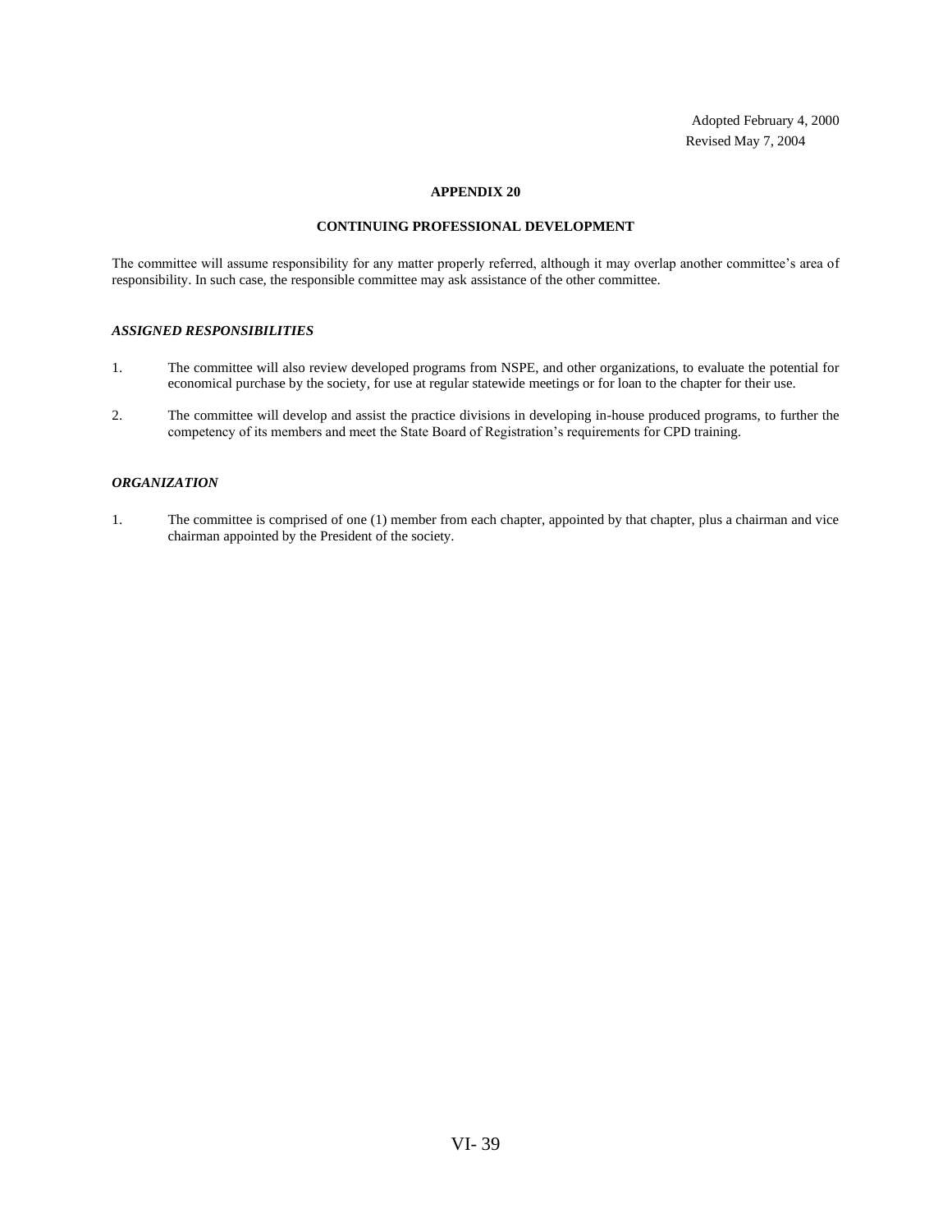Adopted February 4, 2000
Revised May 7, 2004

# APPENDIX 20

## CONTINUING PROFESSIONAL DEVELOPMENT

The committee will assume responsibility for any matter properly referred, although it may overlap another committee's area of responsibility. In such case, the responsible committee may ask assistance of the other committee.

### *ASSIGNED RESPONSIBILITIES*

1. The committee will also review developed programs from NSPE, and other organizations, to evaluate the potential for economical purchase by the society, for use at regular statewide meetings or for loan to the chapter for their use.

2. The committee will develop and assist the practice divisions in developing in-house produced programs, to further the competency of its members and meet the State Board of Registration's requirements for CPD training.

### *ORGANIZATION*

1. The committee is comprised of one (1) member from each chapter, appointed by that chapter, plus a chairman and vice chairman appointed by the President of the society.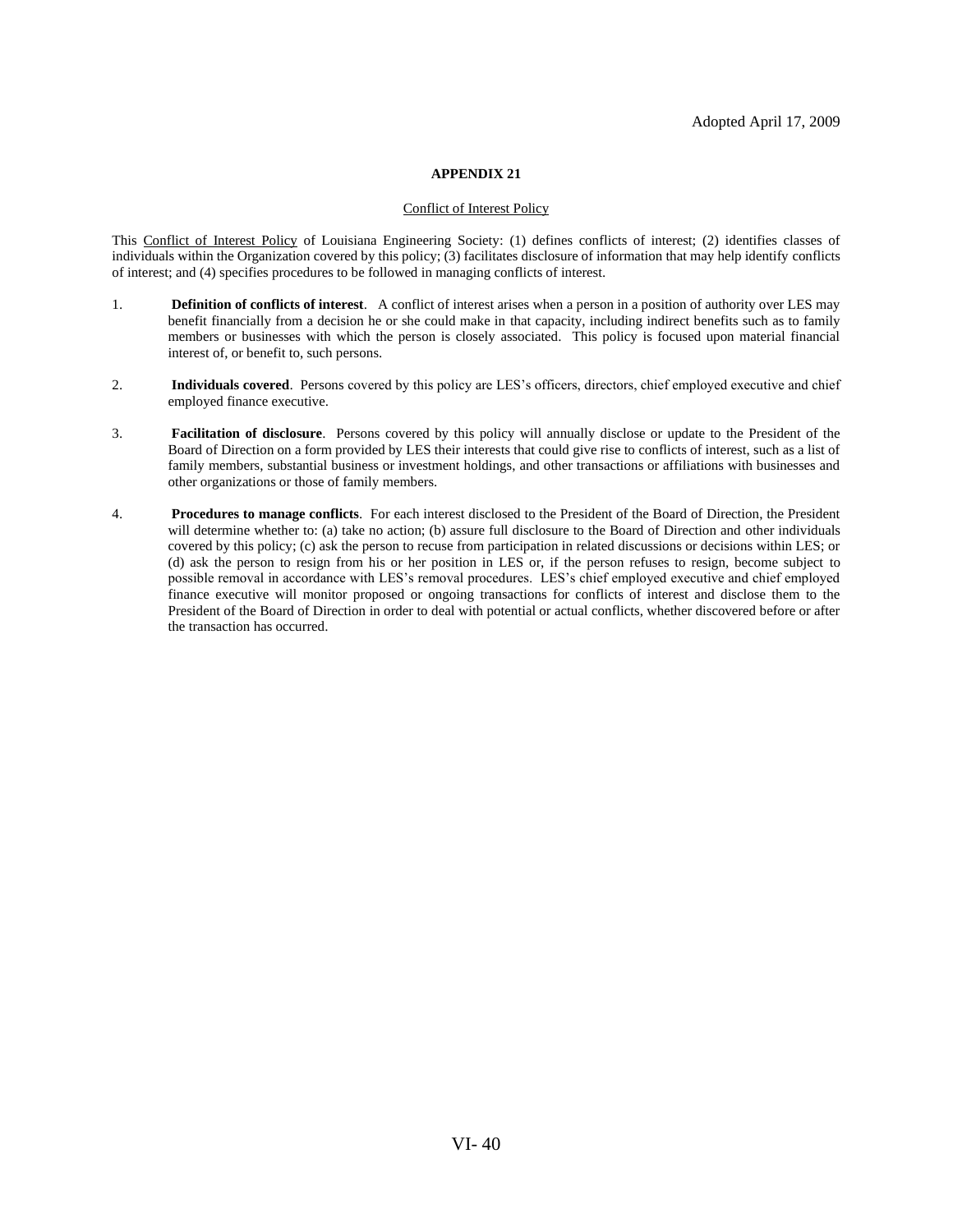Adopted April 17, 2009

# APPENDIX 21

## Conflict of Interest Policy

This Conflict of Interest Policy of Louisiana Engineering Society: (1) defines conflicts of interest; (2) identifies classes of individuals within the Organization covered by this policy; (3) facilitates disclosure of information that may help identify conflicts of interest; and (4) specifies procedures to be followed in managing conflicts of interest.

1. **Definition of conflicts of interest**. A conflict of interest arises when a person in a position of authority over LES may benefit financially from a decision he or she could make in that capacity, including indirect benefits such as to family members or businesses with which the person is closely associated. This policy is focused upon material financial interest of, or benefit to, such persons.

2. **Individuals covered**. Persons covered by this policy are LES's officers, directors, chief employed executive and chief employed finance executive.

3. **Facilitation of disclosure**. Persons covered by this policy will annually disclose or update to the President of the Board of Direction on a form provided by LES their interests that could give rise to conflicts of interest, such as a list of family members, substantial business or investment holdings, and other transactions or affiliations with businesses and other organizations or those of family members.

4. **Procedures to manage conflicts**. For each interest disclosed to the President of the Board of Direction, the President will determine whether to: (a) take no action; (b) assure full disclosure to the Board of Direction and other individuals covered by this policy; (c) ask the person to recuse from participation in related discussions or decisions within LES; or (d) ask the person to resign from his or her position in LES or, if the person refuses to resign, become subject to possible removal in accordance with LES's removal procedures. LES's chief employed executive and chief employed finance executive will monitor proposed or ongoing transactions for conflicts of interest and disclose them to the President of the Board of Direction in order to deal with potential or actual conflicts, whether discovered before or after the transaction has occurred.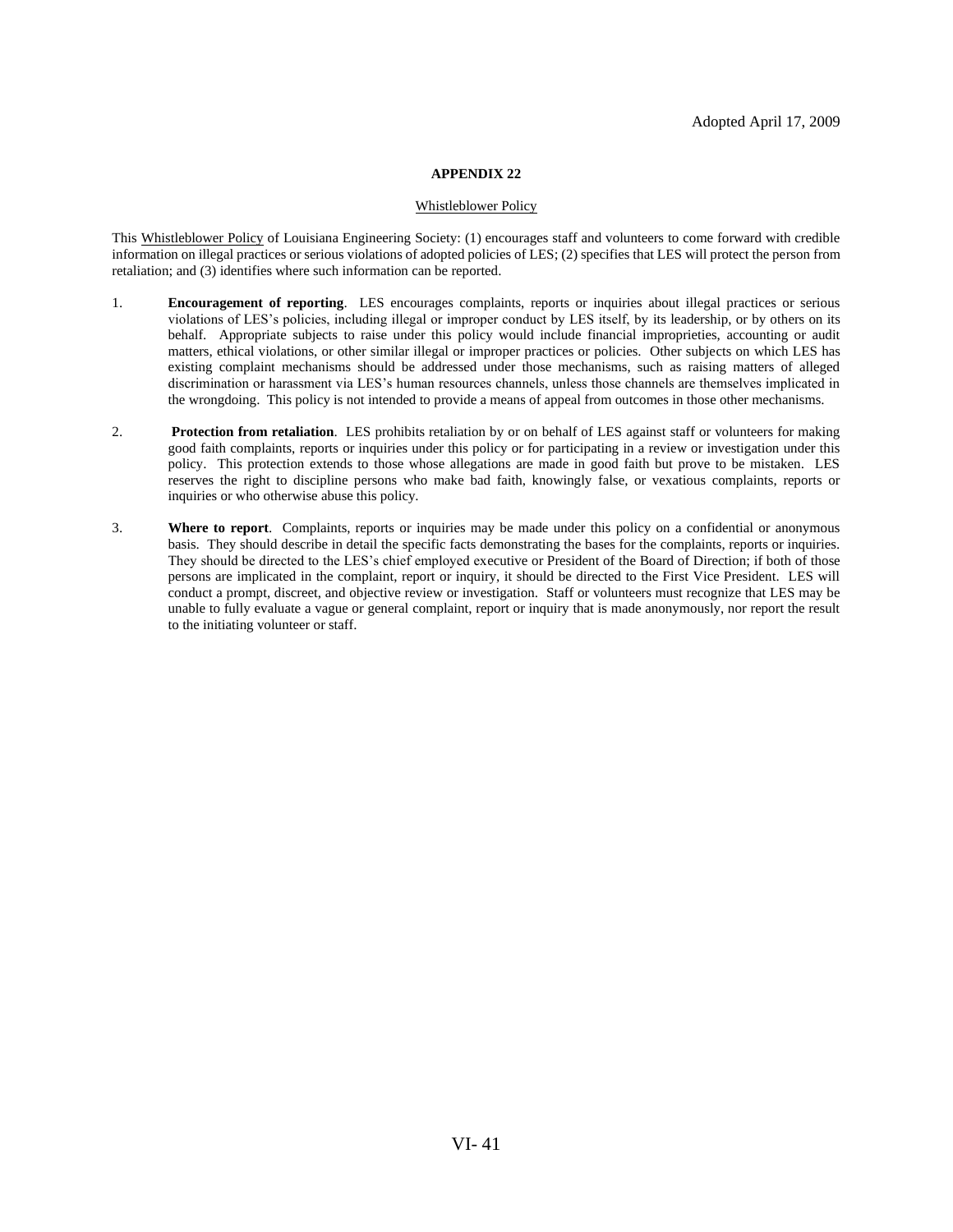Adopted April 17, 2009

# APPENDIX 22

## Whistleblower Policy

This Whistleblower Policy of Louisiana Engineering Society: (1) encourages staff and volunteers to come forward with credible information on illegal practices or serious violations of adopted policies of LES; (2) specifies that LES will protect the person from retaliation; and (3) identifies where such information can be reported.

1. **Encouragement of reporting**. LES encourages complaints, reports or inquiries about illegal practices or serious violations of LES's policies, including illegal or improper conduct by LES itself, by its leadership, or by others on its behalf. Appropriate subjects to raise under this policy would include financial improprieties, accounting or audit matters, ethical violations, or other similar illegal or improper practices or policies. Other subjects on which LES has existing complaint mechanisms should be addressed under those mechanisms, such as raising matters of alleged discrimination or harassment via LES's human resources channels, unless those channels are themselves implicated in the wrongdoing. This policy is not intended to provide a means of appeal from outcomes in those other mechanisms.

2. **Protection from retaliation**. LES prohibits retaliation by or on behalf of LES against staff or volunteers for making good faith complaints, reports or inquiries under this policy or for participating in a review or investigation under this policy. This protection extends to those whose allegations are made in good faith but prove to be mistaken. LES reserves the right to discipline persons who make bad faith, knowingly false, or vexatious complaints, reports or inquiries or who otherwise abuse this policy.

3. **Where to report**. Complaints, reports or inquiries may be made under this policy on a confidential or anonymous basis. They should describe in detail the specific facts demonstrating the bases for the complaints, reports or inquiries. They should be directed to the LES's chief employed executive or President of the Board of Direction; if both of those persons are implicated in the complaint, report or inquiry, it should be directed to the First Vice President. LES will conduct a prompt, discreet, and objective review or investigation. Staff or volunteers must recognize that LES may be unable to fully evaluate a vague or general complaint, report or inquiry that is made anonymously, nor report the result to the initiating volunteer or staff.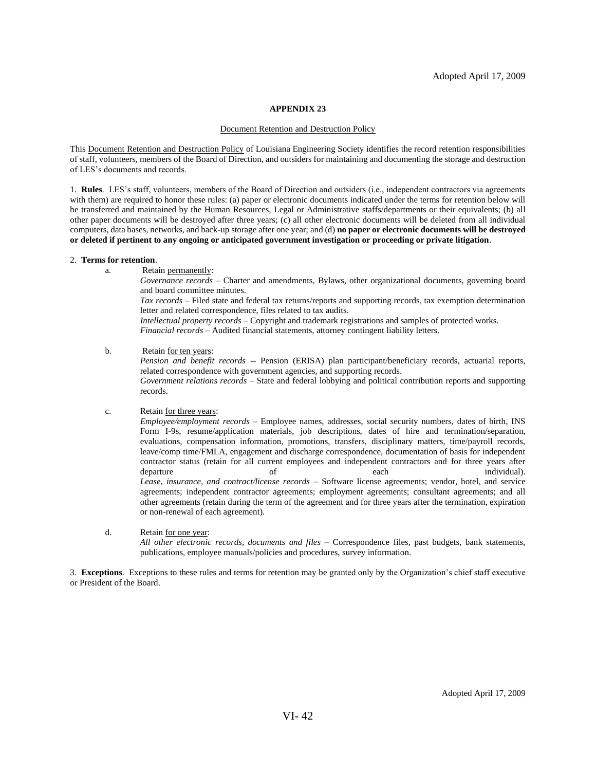Adopted April 17, 2009

# APPENDIX 23

## Document Retention and Destruction Policy

This Document Retention and Destruction Policy of Louisiana Engineering Society identifies the record retention responsibilities of staff, volunteers, members of the Board of Direction, and outsiders for maintaining and documenting the storage and destruction of LES's documents and records.

1. **Rules**. LES's staff, volunteers, members of the Board of Direction and outsiders (i.e., independent contractors via agreements with them) are required to honor these rules: (a) paper or electronic documents indicated under the terms for retention below will be transferred and maintained by the Human Resources, Legal or Administrative staffs/departments or their equivalents; (b) all other paper documents will be destroyed after three years; (c) all other electronic documents will be deleted from all individual computers, data bases, networks, and back-up storage after one year; and (d) **no paper or electronic documents will be destroyed or deleted if pertinent to any ongoing or anticipated government investigation or proceeding or private litigation**.

2. **Terms for retention**.

a. Retain permanently:

*Governance records* – Charter and amendments, Bylaws, other organizational documents, governing board and board committee minutes.

*Tax records* – Filed state and federal tax returns/reports and supporting records, tax exemption determination letter and related correspondence, files related to tax audits.

*Intellectual property records* – Copyright and trademark registrations and samples of protected works.

*Financial records* – Audited financial statements, attorney contingent liability letters.

b. Retain for ten years:

*Pension and benefit records* -- Pension (ERISA) plan participant/beneficiary records, actuarial reports, related correspondence with government agencies, and supporting records.

*Government relations records* – State and federal lobbying and political contribution reports and supporting records.

c. Retain for three years:

*Employee/employment records* – Employee names, addresses, social security numbers, dates of birth, INS Form I-9s, resume/application materials, job descriptions, dates of hire and termination/separation, evaluations, compensation information, promotions, transfers, disciplinary matters, time/payroll records, leave/comp time/FMLA, engagement and discharge correspondence, documentation of basis for independent contractor status (retain for all current employees and independent contractors and for three years after departure of each individual).

*Lease, insurance, and contract/license records* – Software license agreements; vendor, hotel, and service agreements; independent contractor agreements; employment agreements; consultant agreements; and all other agreements (retain during the term of the agreement and for three years after the termination, expiration or non-renewal of each agreement).

d. Retain for one year:

*All other electronic records, documents and files* – Correspondence files, past budgets, bank statements, publications, employee manuals/policies and procedures, survey information.

3. **Exceptions**. Exceptions to these rules and terms for retention may be granted only by the Organization's chief staff executive or President of the Board.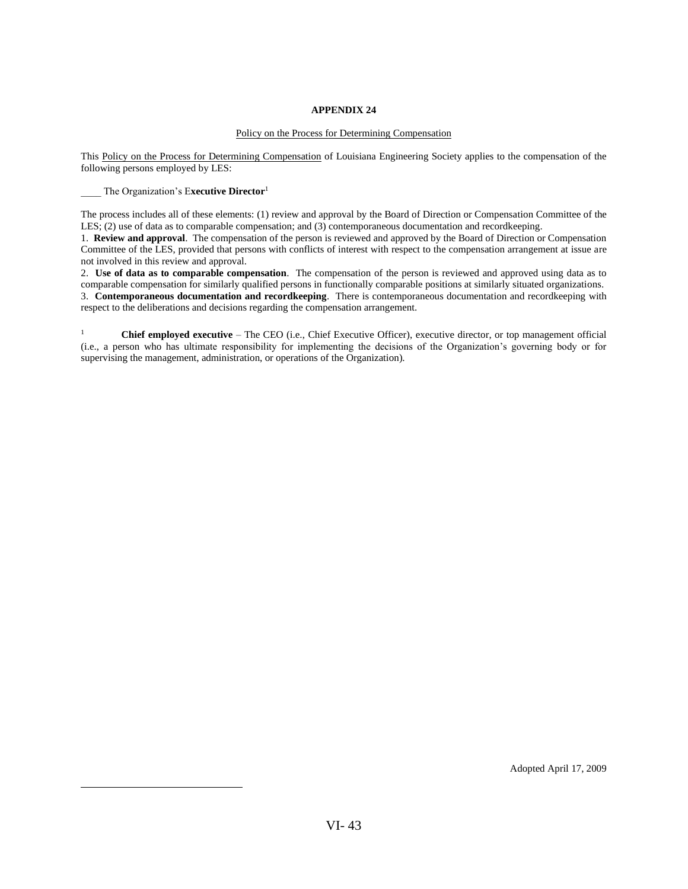# APPENDIX 24

Policy on the Process for Determining Compensation

This Policy on the Process for Determining Compensation of Louisiana Engineering Society applies to the compensation of the following persons employed by LES:

____ The Organization's E**xecutive Director**[1]

The process includes all of these elements: (1) review and approval by the Board of Direction or Compensation Committee of the LES; (2) use of data as to comparable compensation; and (3) contemporaneous documentation and recordkeeping.

1. **Review and approval**. The compensation of the person is reviewed and approved by the Board of Direction or Compensation Committee of the LES, provided that persons with conflicts of interest with respect to the compensation arrangement at issue are not involved in this review and approval.
2. **Use of data as to comparable compensation**. The compensation of the person is reviewed and approved using data as to comparable compensation for similarly qualified persons in functionally comparable positions at similarly situated organizations.
3. **Contemporaneous documentation and recordkeeping**. There is contemporaneous documentation and recordkeeping with respect to the deliberations and decisions regarding the compensation arrangement.

[1] **Chief employed executive** – The CEO (i.e., Chief Executive Officer), executive director, or top management official (i.e., a person who has ultimate responsibility for implementing the decisions of the Organization's governing body or for supervising the management, administration, or operations of the Organization).

Adopted April 17, 2009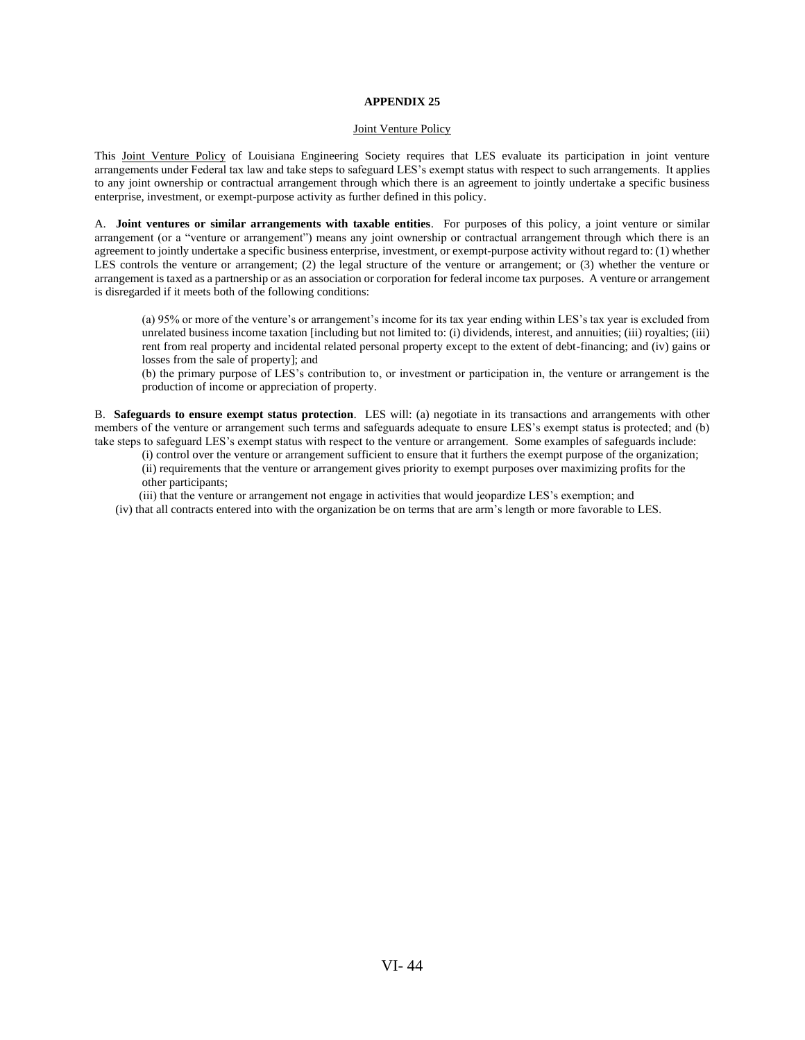**APPENDIX 25**

Joint Venture Policy

This Joint Venture Policy of Louisiana Engineering Society requires that LES evaluate its participation in joint venture arrangements under Federal tax law and take steps to safeguard LES's exempt status with respect to such arrangements. It applies to any joint ownership or contractual arrangement through which there is an agreement to jointly undertake a specific business enterprise, investment, or exempt-purpose activity as further defined in this policy.

A. **Joint ventures or similar arrangements with taxable entities**. For purposes of this policy, a joint venture or similar arrangement (or a "venture or arrangement") means any joint ownership or contractual arrangement through which there is an agreement to jointly undertake a specific business enterprise, investment, or exempt-purpose activity without regard to: (1) whether LES controls the venture or arrangement; (2) the legal structure of the venture or arrangement; or (3) whether the venture or arrangement is taxed as a partnership or as an association or corporation for federal income tax purposes. A venture or arrangement is disregarded if it meets both of the following conditions:

(a) 95% or more of the venture's or arrangement's income for its tax year ending within LES's tax year is excluded from unrelated business income taxation [including but not limited to: (i) dividends, interest, and annuities; (iii) royalties; (iii) rent from real property and incidental related personal property except to the extent of debt-financing; and (iv) gains or losses from the sale of property]; and

(b) the primary purpose of LES's contribution to, or investment or participation in, the venture or arrangement is the production of income or appreciation of property.

B. **Safeguards to ensure exempt status protection**. LES will: (a) negotiate in its transactions and arrangements with other members of the venture or arrangement such terms and safeguards adequate to ensure LES's exempt status is protected; and (b) take steps to safeguard LES's exempt status with respect to the venture or arrangement. Some examples of safeguards include:

(i) control over the venture or arrangement sufficient to ensure that it furthers the exempt purpose of the organization;

(ii) requirements that the venture or arrangement gives priority to exempt purposes over maximizing profits for the other participants;

(iii) that the venture or arrangement not engage in activities that would jeopardize LES's exemption; and

(iv) that all contracts entered into with the organization be on terms that are arm's length or more favorable to LES.